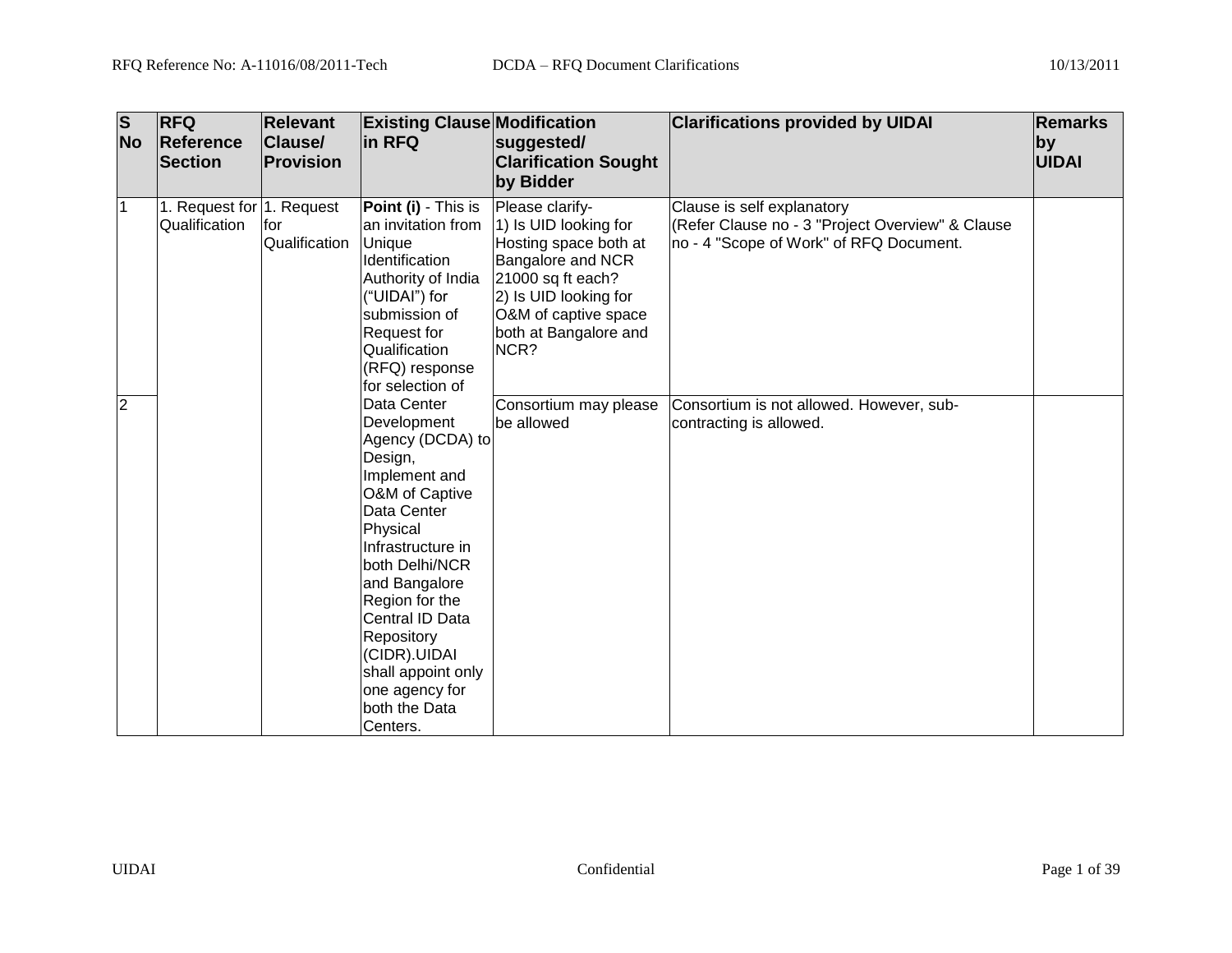| S No | RFQ Reference Section | Relevant Clause/ Provision | Existing Clause in RFQ | Modification suggested/ Clarification Sought by Bidder | Clarifications provided by UIDAI | Remarks by UIDAI |
|---|---|---|---|---|---|---|
| 1 | 1. Request for Qualification | 1. Request for Qualification | **Point (i)** - This is an invitation from Unique Identification Authority of India ("UIDAI") for submission of Request for Qualification (RFQ) response for selection of Data Center Development Agency (DCDA) to Design, Implement and O&M of Captive Data Center Physical Infrastructure in both Delhi/NCR and Bangalore Region for the Central ID Data Repository (CIDR).UIDAI shall appoint only one agency for both the Data Centers. | Please clarify-<br>1) Is UID looking for Hosting space both at Bangalore and NCR 21000 sq ft each?<br>2) Is UID looking for O&M of captive space both at Bangalore and NCR? | Clause is self explanatory<br>(Refer Clause no - 3 "Project Overview" & Clause no - 4 "Scope of Work" of RFQ Document. | |
| 2 | | | | Consortium may please be allowed | Consortium is not allowed. However, sub-contracting is allowed. | |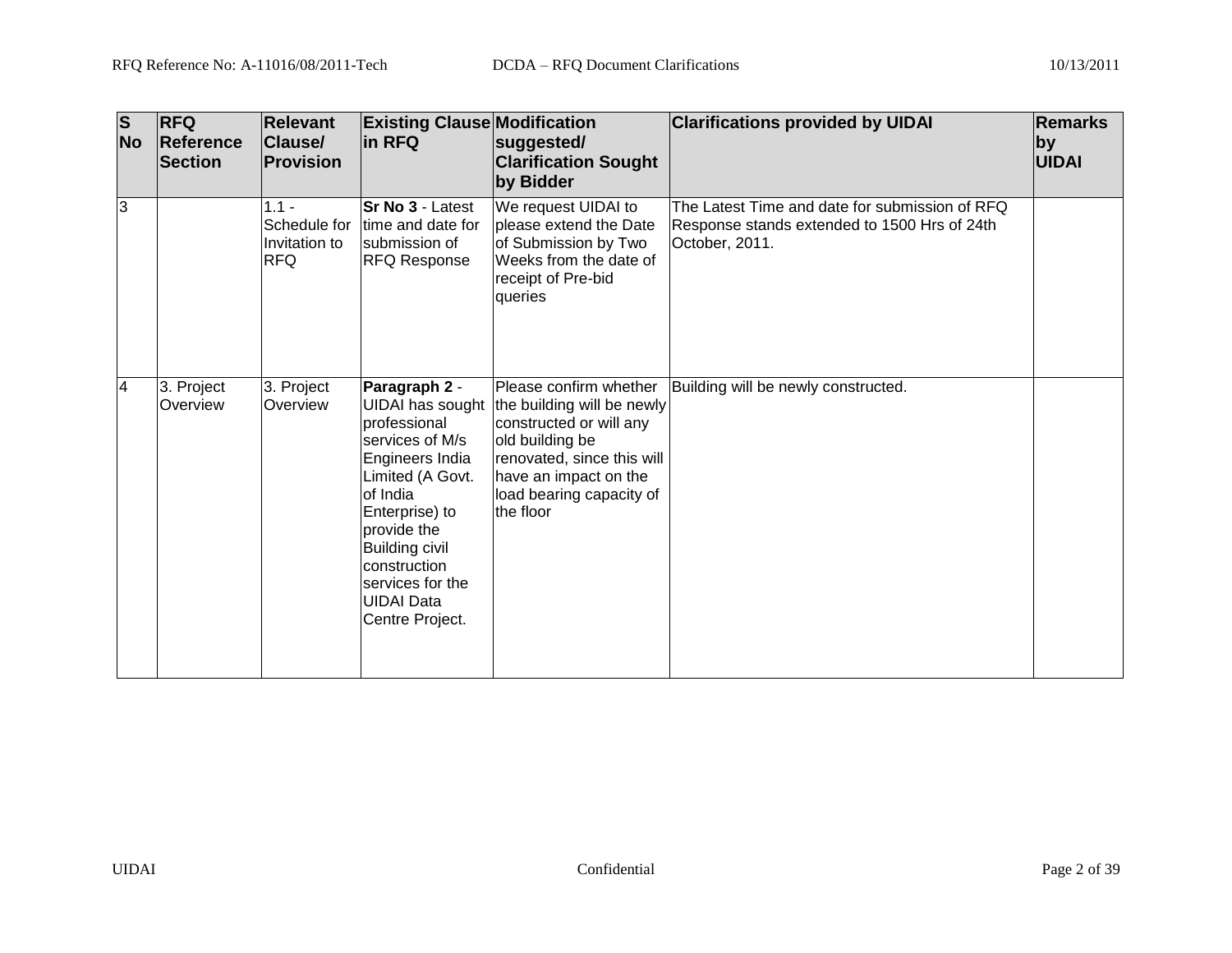| S No | RFQ Reference Section | Relevant Clause/ Provision | Existing Clause in RFQ | Modification suggested/ Clarification Sought by Bidder | Clarifications provided by UIDAI | Remarks by UIDAI |
|---|---|---|---|---|---|---|
| 3 | | 1.1 - Schedule for Invitation to RFQ | **Sr No 3** - Latest time and date for submission of RFQ Response | We request UIDAI to please extend the Date of Submission by Two Weeks from the date of receipt of Pre-bid queries | The Latest Time and date for submission of RFQ Response stands extended to 1500 Hrs of 24th October, 2011. | |
| 4 | 3. Project Overview | 3. Project Overview | **Paragraph 2** - UIDAI has sought professional services of M/s Engineers India Limited (A Govt. of India Enterprise) to provide the Building civil construction services for the UIDAI Data Centre Project. | Please confirm whether the building will be newly constructed or will any old building be renovated, since this will have an impact on the load bearing capacity of the floor | Building will be newly constructed. | |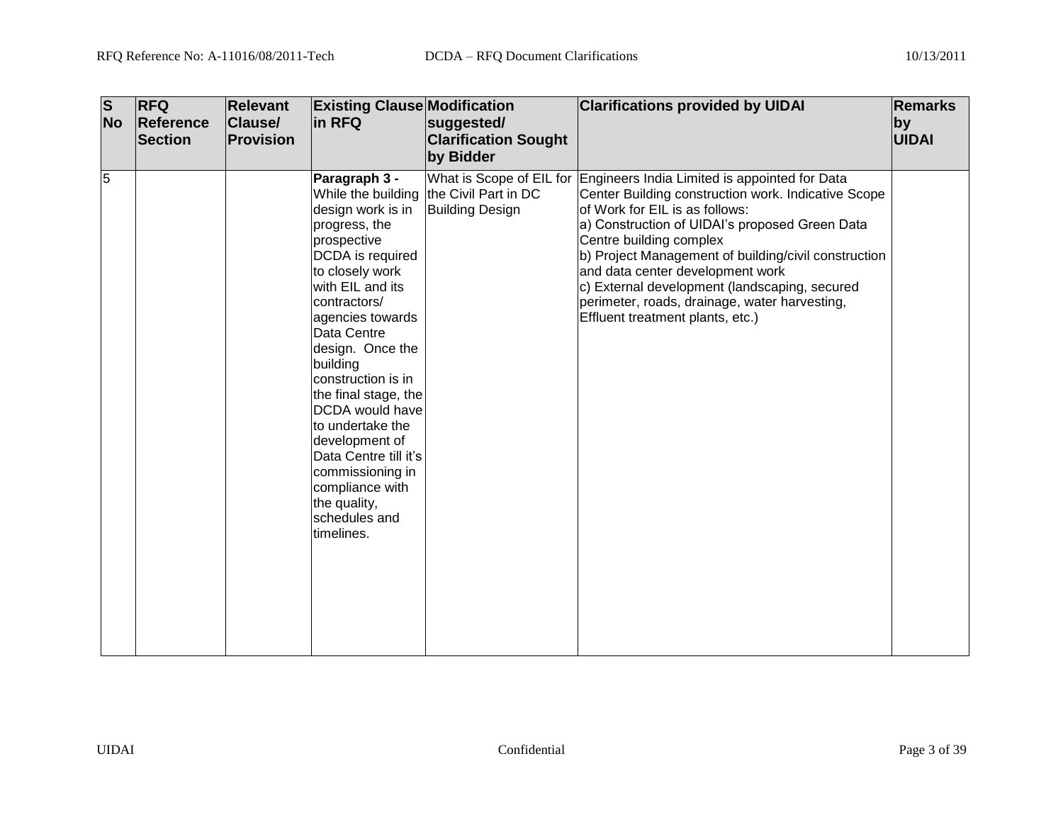| S No | RFQ Reference Section | Relevant Clause/ Provision | Existing Clause in RFQ | Modification suggested/ Clarification Sought by Bidder | Clarifications provided by UIDAI | Remarks by UIDAI |
|---|---|---|---|---|---|---|
| 5 | | | **Paragraph 3 -** While the building design work is in progress, the prospective DCDA is required to closely work with EIL and its contractors/ agencies towards Data Centre design. Once the building construction is in the final stage, the DCDA would have to undertake the development of Data Centre till it's commissioning in compliance with the quality, schedules and timelines. | What is Scope of EIL for the Civil Part in DC Building Design | Engineers India Limited is appointed for Data Center Building construction work. Indicative Scope of Work for EIL is as follows:<br>a) Construction of UIDAI's proposed Green Data Centre building complex<br>b) Project Management of building/civil construction and data center development work<br>c) External development (landscaping, secured perimeter, roads, drainage, water harvesting, Effluent treatment plants, etc.) | |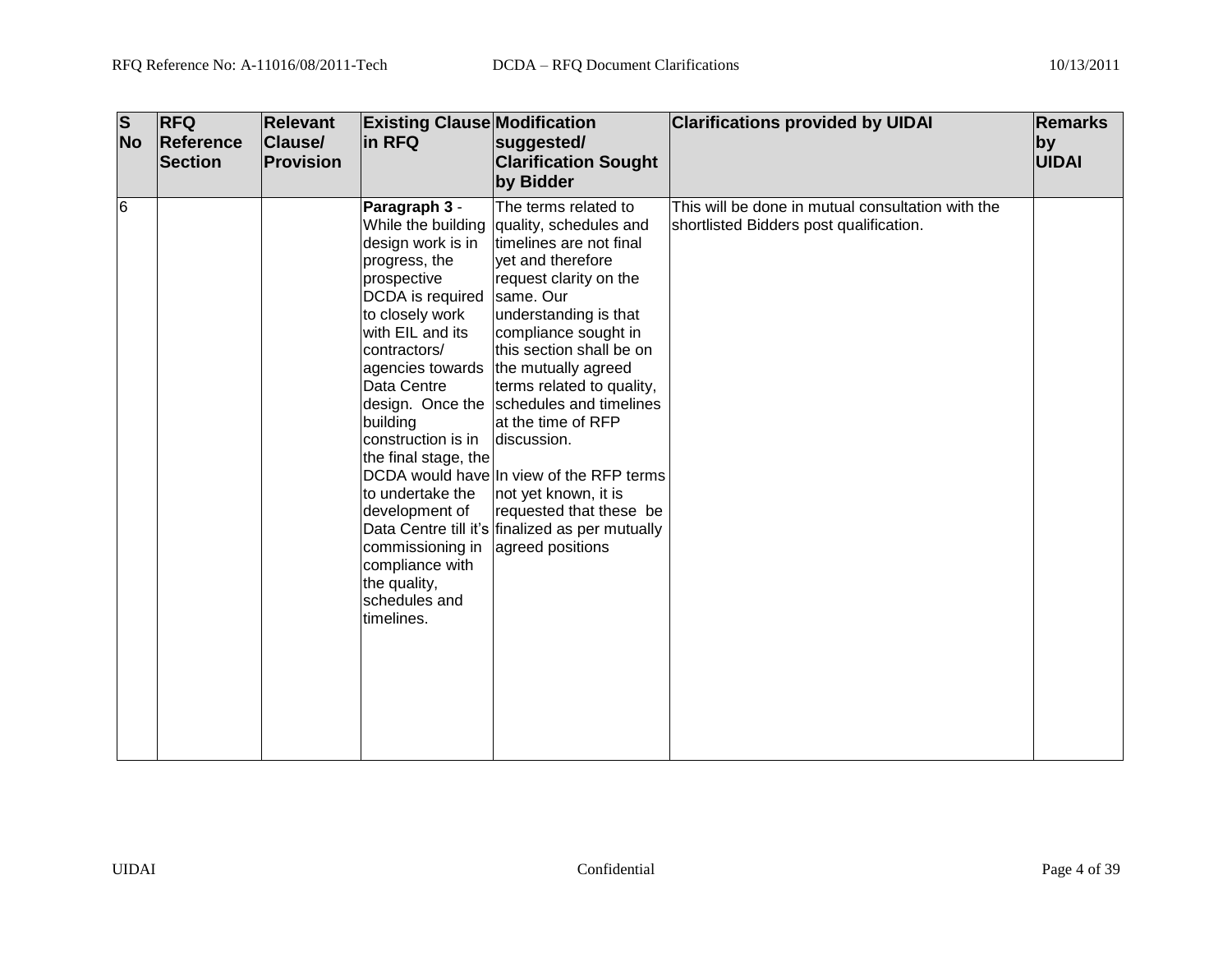| S No | RFQ Reference Section | Relevant Clause/ Provision | Existing Clause in RFQ | Modification suggested/ Clarification Sought by Bidder | Clarifications provided by UIDAI | Remarks by UIDAI |
|---|---|---|---|---|---|---|
| 6 | | | **Paragraph 3** - While the building design work is in progress, the prospective DCDA is required to closely work with EIL and its contractors/ agencies towards Data Centre design. Once the building construction is in the final stage, the DCDA would have to undertake the development of Data Centre till it's commissioning in compliance with the quality, schedules and timelines. | The terms related to quality, schedules and timelines are not final yet and therefore request clarity on the same. Our understanding is that compliance sought in this section shall be on the mutually agreed terms related to quality, schedules and timelines at the time of RFP discussion.<br><br>In view of the RFP terms not yet known, it is requested that these be finalized as per mutually agreed positions | This will be done in mutual consultation with the shortlisted Bidders post qualification. | |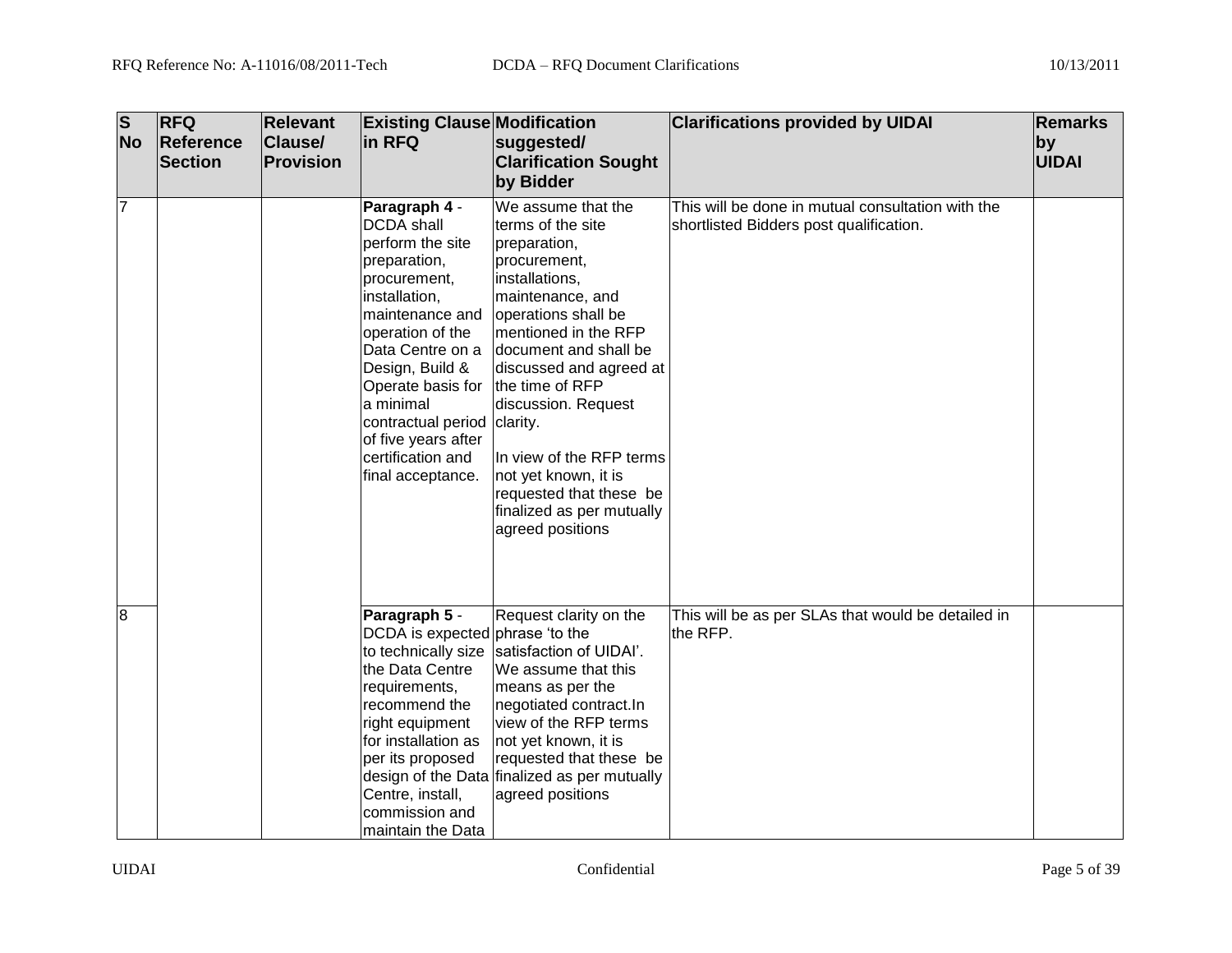| S No | RFQ Reference Section | Relevant Clause/ Provision | Existing Clause in RFQ | Modification suggested/ Clarification Sought by Bidder | Clarifications provided by UIDAI | Remarks by UIDAI |
|---|---|---|---|---|---|---|
| 7 | | | **Paragraph 4** - DCDA shall perform the site preparation, procurement, installation, maintenance and operation of the Data Centre on a Design, Build & Operate basis for a minimal contractual period of five years after certification and final acceptance. | We assume that the terms of the site preparation, procurement, installations, maintenance, and operations shall be mentioned in the RFP document and shall be discussed and agreed at the time of RFP discussion. Request clarity.<br><br>In view of the RFP terms not yet known, it is requested that these be finalized as per mutually agreed positions | This will be done in mutual consultation with the shortlisted Bidders post qualification. | |
| 8 | | | **Paragraph 5** - DCDA is expected to technically size the Data Centre requirements, recommend the right equipment for installation as per its proposed design of the Data Centre, install, commission and maintain the Data | Request clarity on the phrase 'to the satisfaction of UIDAI'. We assume that this means as per the negotiated contract.In view of the RFP terms not yet known, it is requested that these be finalized as per mutually agreed positions | This will be as per SLAs that would be detailed in the RFP. | |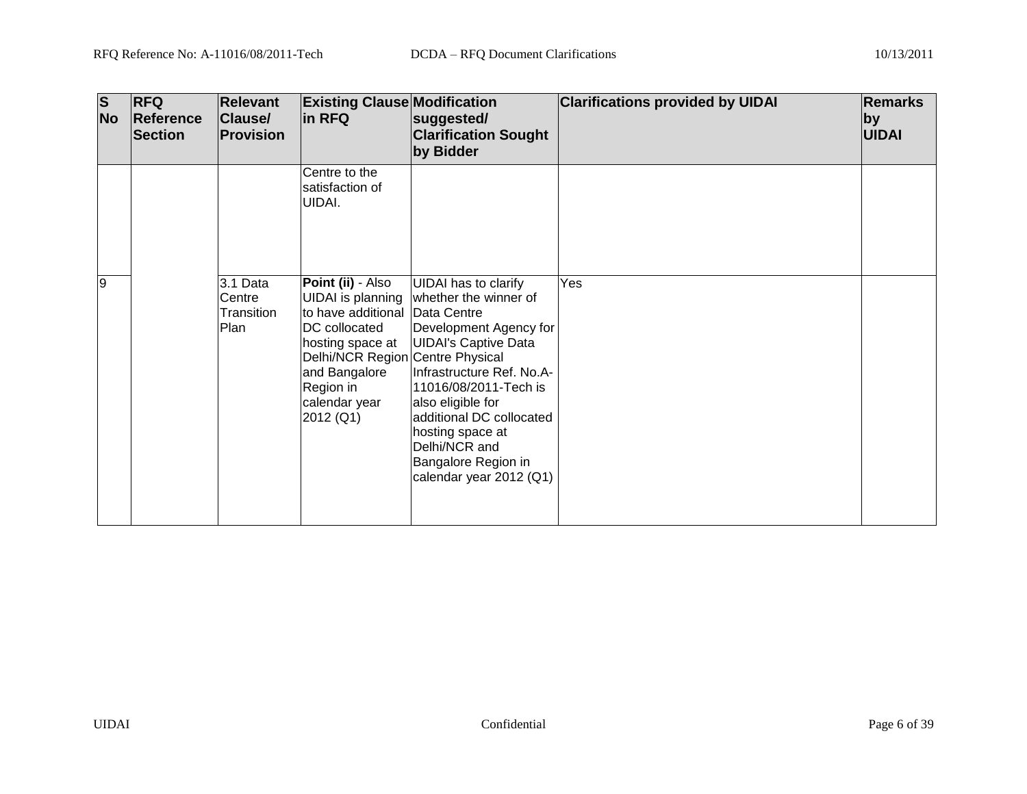| S No | RFQ Reference Section | Relevant Clause/ Provision | Existing Clause in RFQ | Modification suggested/ Clarification Sought by Bidder | Clarifications provided by UIDAI | Remarks by UIDAI |
|---|---|---|---|---|---|---|
| | | | Centre to the satisfaction of UIDAI. | | | |
| 9 | | 3.1 Data Centre Transition Plan | **Point (ii)** - Also UIDAI is planning to have additional DC collocated hosting space at Delhi/NCR Region and Bangalore Region in calendar year 2012 (Q1) | UIDAI has to clarify whether the winner of Data Centre Development Agency for UIDAI's Captive Data Centre Physical Infrastructure Ref. No.A-11016/08/2011-Tech is also eligible for additional DC collocated hosting space at Delhi/NCR and Bangalore Region in calendar year 2012 (Q1) | Yes | |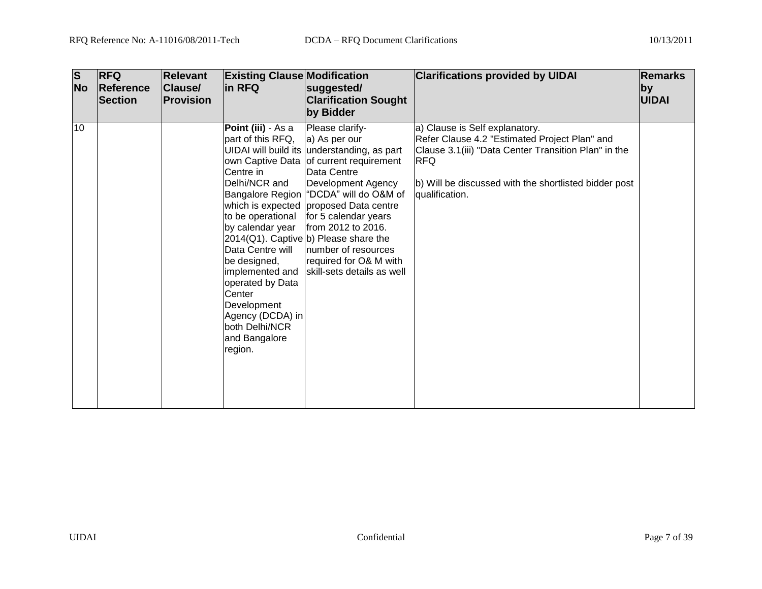| S No | RFQ Reference Section | Relevant Clause/ Provision | Existing Clause in RFQ | Modification suggested/ Clarification Sought by Bidder | Clarifications provided by UIDAI | Remarks by UIDAI |
|---|---|---|---|---|---|---|
| 10 | | | **Point (iii)** - As a part of this RFQ, UIDAI will build its own Captive Data Centre in Delhi/NCR and Bangalore Region which is expected to be operational by calendar year 2014(Q1). Captive Data Centre will be designed, implemented and operated by Data Center Development Agency (DCDA) in both Delhi/NCR and Bangalore region. | Please clarify-<br>a) As per our understanding, as part of current requirement Data Centre Development Agency "DCDA" will do O&M of proposed Data centre for 5 calendar years from 2012 to 2016.<br>b) Please share the number of resources required for O& M with skill-sets details as well | a) Clause is Self explanatory.<br>Refer Clause 4.2 "Estimated Project Plan" and Clause 3.1(iii) "Data Center Transition Plan" in the RFQ<br><br>b) Will be discussed with the shortlisted bidder post qualification. | |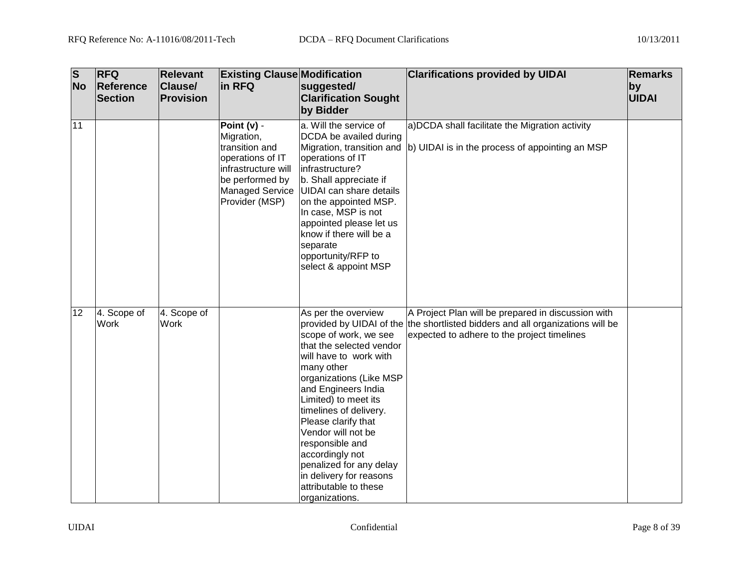| S No | RFQ Reference Section | Relevant Clause/ Provision | Existing Clause in RFQ | Modification suggested/ Clarification Sought by Bidder | Clarifications provided by UIDAI | Remarks by UIDAI |
|---|---|---|---|---|---|---|
| 11 | | | **Point (v)** - Migration, transition and operations of IT infrastructure will be performed by Managed Service Provider (MSP) | a. Will the service of DCDA be availed during Migration, transition and operations of IT infrastructure?<br>b. Shall appreciate if UIDAI can share details on the appointed MSP. In case, MSP is not appointed please let us know if there will be a separate opportunity/RFP to select & appoint MSP | a)DCDA shall facilitate the Migration activity<br><br>b) UIDAI is in the process of appointing an MSP | |
| 12 | 4. Scope of Work | 4. Scope of Work | | As per the overview provided by UIDAI of the scope of work, we see that the selected vendor will have to work with many other organizations (Like MSP and Engineers India Limited) to meet its timelines of delivery. Please clarify that Vendor will not be responsible and accordingly not penalized for any delay in delivery for reasons attributable to these organizations. | A Project Plan will be prepared in discussion with the shortlisted bidders and all organizations will be expected to adhere to the project timelines | |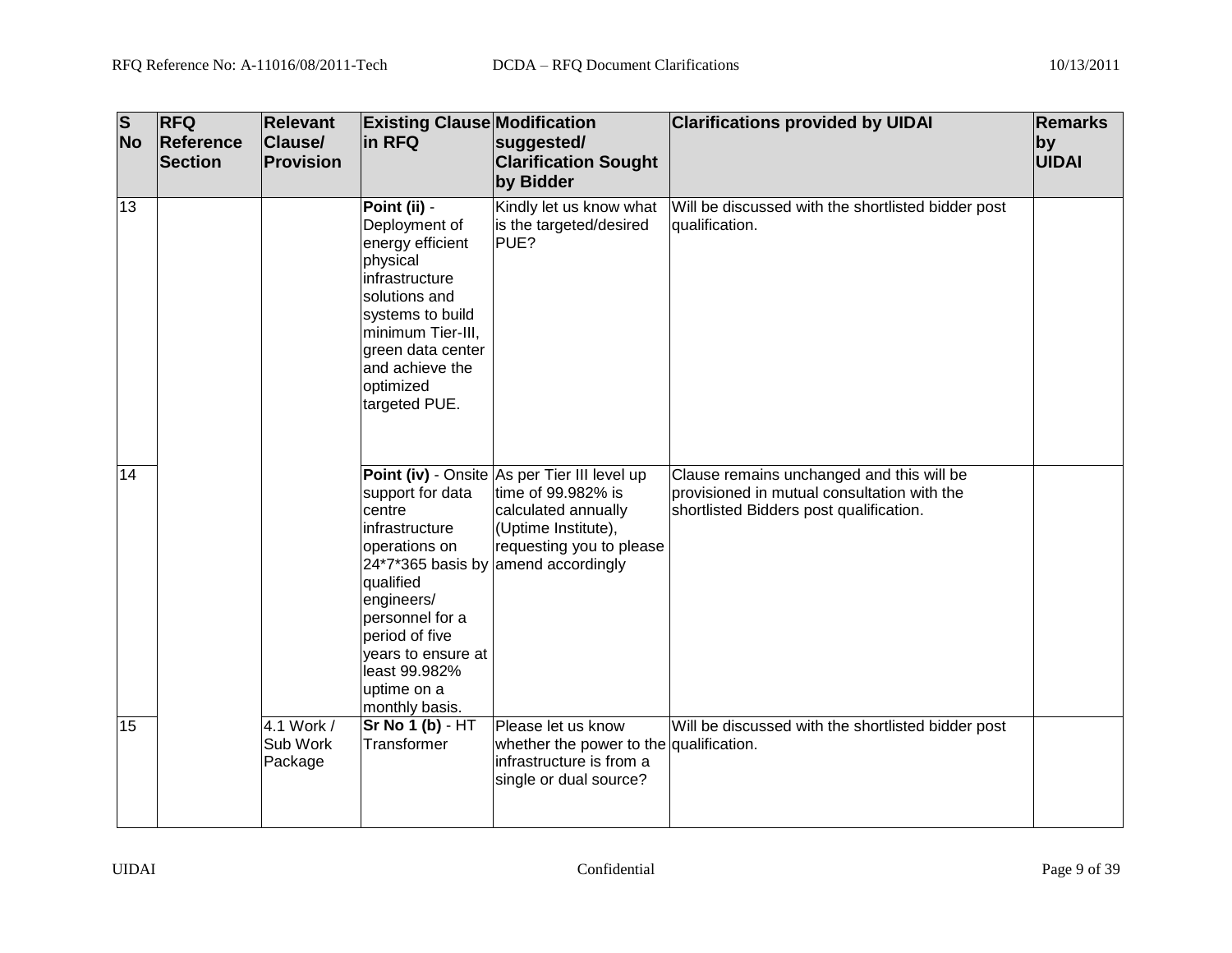| S No | RFQ Reference Section | Relevant Clause/ Provision | Existing Clause in RFQ | Modification suggested/ Clarification Sought by Bidder | Clarifications provided by UIDAI | Remarks by UIDAI |
|---|---|---|---|---|---|---|
| 13 | | | **Point (ii)** - Deployment of energy efficient physical infrastructure solutions and systems to build minimum Tier-III, green data center and achieve the optimized targeted PUE. | Kindly let us know what is the targeted/desired PUE? | Will be discussed with the shortlisted bidder post qualification. | |
| 14 | | | **Point (iv)** - Onsite support for data centre infrastructure operations on 24*7*365 basis by qualified engineers/ personnel for a period of five years to ensure at least 99.982% uptime on a monthly basis. | As per Tier III level up time of 99.982% is calculated annually (Uptime Institute), requesting you to please amend accordingly | Clause remains unchanged and this will be provisioned in mutual consultation with the shortlisted Bidders post qualification. | |
| 15 | | 4.1 Work / Sub Work Package | **Sr No 1 (b)** - HT Transformer | Please let us know whether the power to the infrastructure is from a single or dual source? | Will be discussed with the shortlisted bidder post qualification. | |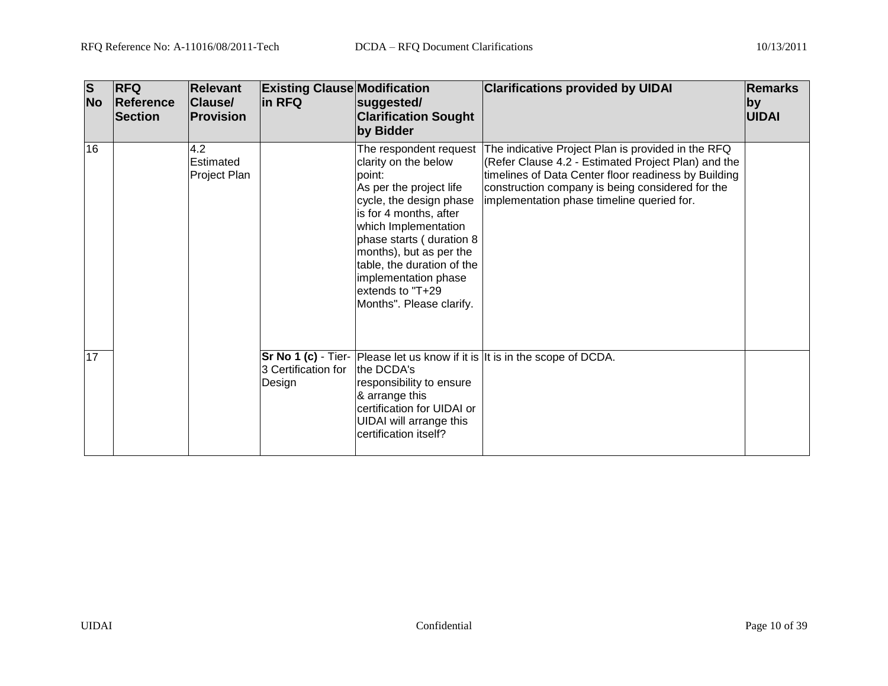| S No | RFQ Reference Section | Relevant Clause/ Provision | Existing Clause in RFQ | Modification suggested/ Clarification Sought by Bidder | Clarifications provided by UIDAI | Remarks by UIDAI |
|---|---|---|---|---|---|---|
| 16 | | 4.2 Estimated Project Plan | | The respondent request clarity on the below point: As per the project life cycle, the design phase is for 4 months, after which Implementation phase starts ( duration 8 months), but as per the table, the duration of the implementation phase extends to "T+29 Months". Please clarify. | The indicative Project Plan is provided in the RFQ (Refer Clause 4.2 - Estimated Project Plan) and the timelines of Data Center floor readiness by Building construction company is being considered for the implementation phase timeline queried for. | |
| 17 | | | **Sr No 1 (c)** - Tier-3 Certification for Design | Please let us know if it is the DCDA's responsibility to ensure & arrange this certification for UIDAI or UIDAI will arrange this certification itself? | It is in the scope of DCDA. | |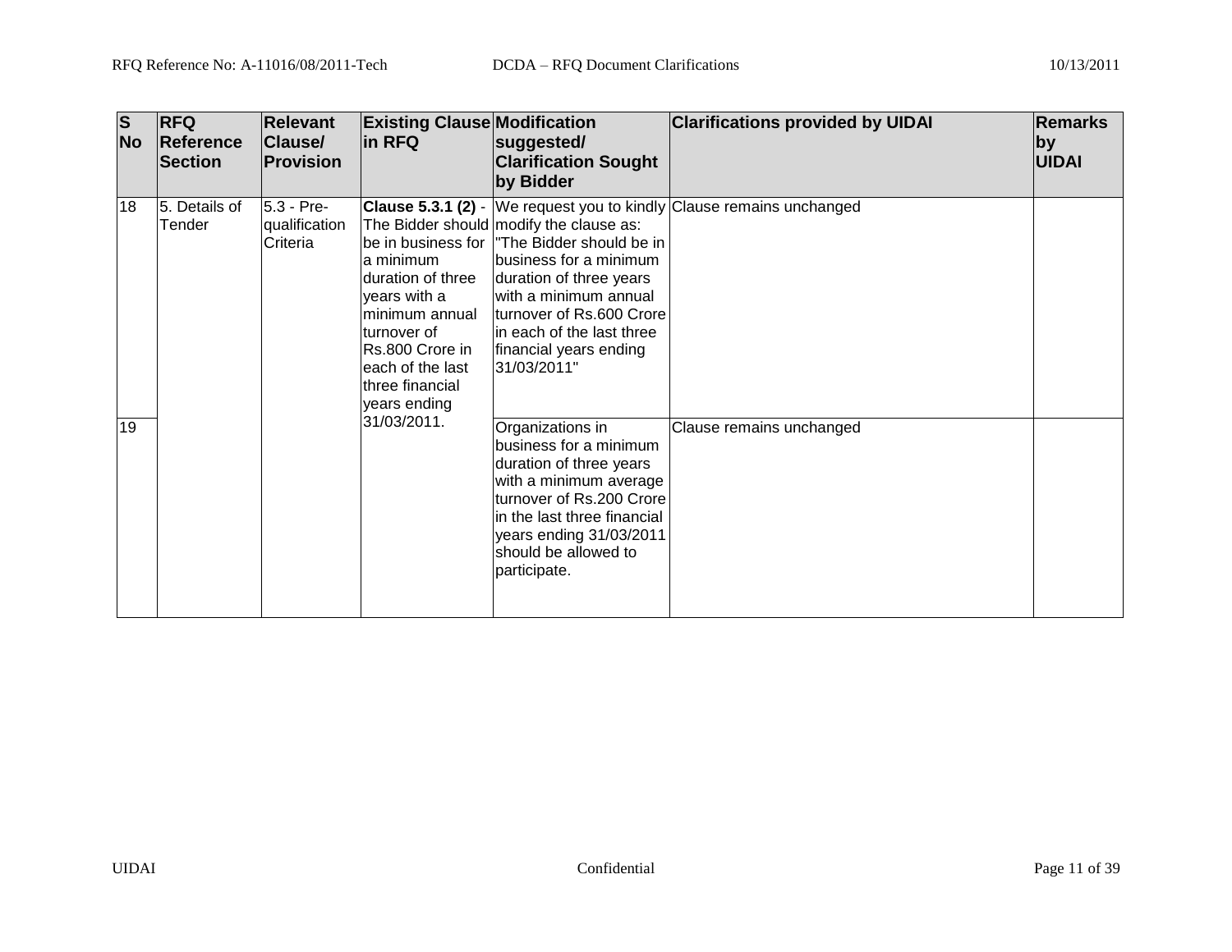| S No | RFQ Reference Section | Relevant Clause/ Provision | Existing Clause in RFQ | Modification suggested/ Clarification Sought by Bidder | Clarifications provided by UIDAI | Remarks by UIDAI |
|---|---|---|---|---|---|---|
| 18 | 5. Details of Tender | 5.3 - Pre-qualification Criteria | **Clause 5.3.1 (2)** - The Bidder should be in business for a minimum duration of three years with a minimum annual turnover of Rs.800 Crore in each of the last three financial years ending 31/03/2011. | We request you to kindly modify the clause as: "The Bidder should be in business for a minimum duration of three years with a minimum annual turnover of Rs.600 Crore in each of the last three financial years ending 31/03/2011" | Clause remains unchanged | |
| 19 | | | | Organizations in business for a minimum duration of three years with a minimum average turnover of Rs.200 Crore in the last three financial years ending 31/03/2011 should be allowed to participate. | Clause remains unchanged | |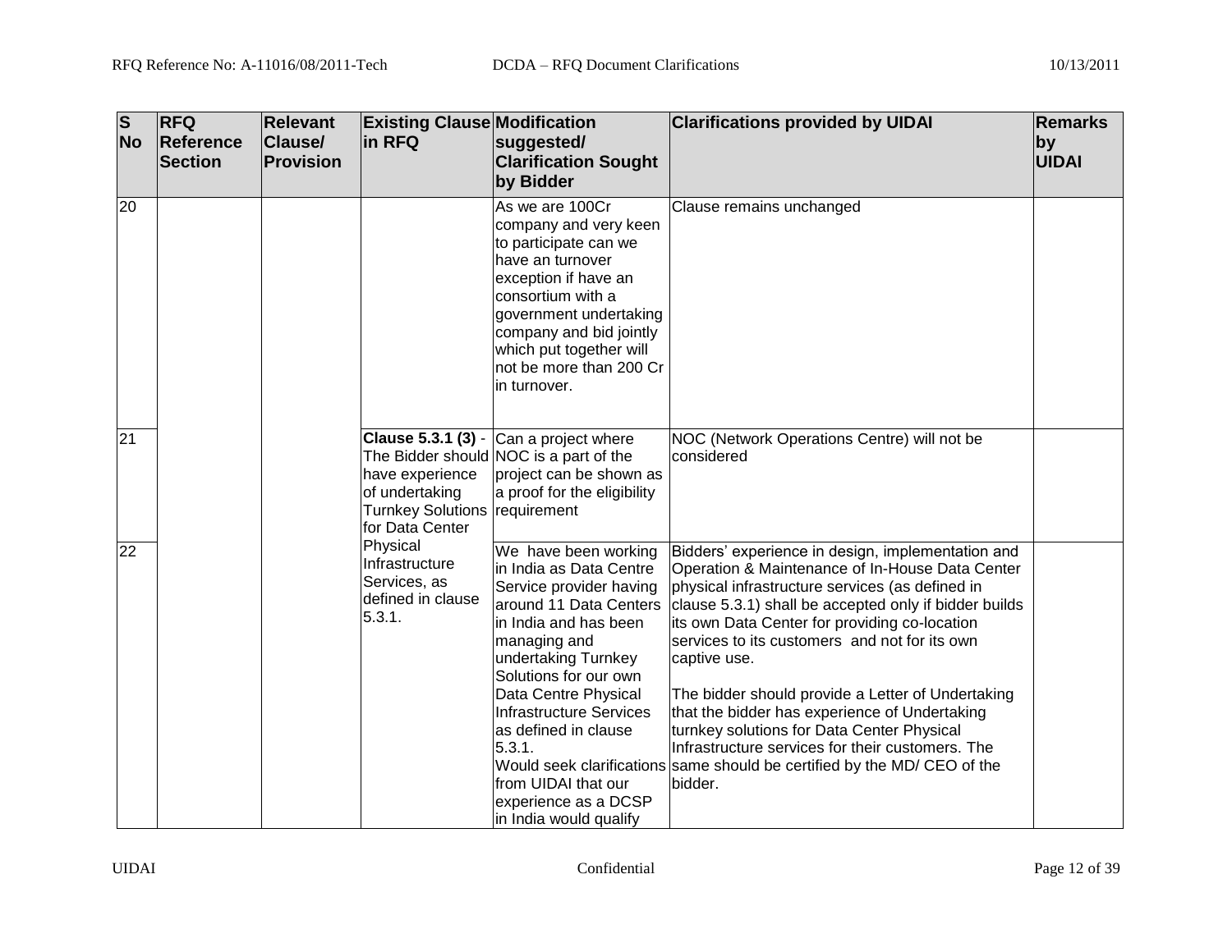| S No | RFQ Reference Section | Relevant Clause/ Provision | Existing Clause in RFQ | Modification suggested/ Clarification Sought by Bidder | Clarifications provided by UIDAI | Remarks by UIDAI |
|---|---|---|---|---|---|---|
| 20 | | | | As we are 100Cr company and very keen to participate can we have an turnover exception if have an consortium with a government undertaking company and bid jointly which put together will not be more than 200 Cr in turnover. | Clause remains unchanged | |
| 21 | | | **Clause 5.3.1 (3)** - The Bidder should have experience of undertaking Turnkey Solutions for Data Center Physical Infrastructure Services, as defined in clause 5.3.1. | Can a project where NOC is a part of the project can be shown as a proof for the eligibility requirement | NOC (Network Operations Centre) will not be considered | |
| 22 | | | | We have been working in India as Data Centre Service provider having around 11 Data Centers in India and has been managing and undertaking Turnkey Solutions for our own Data Centre Physical Infrastructure Services as defined in clause 5.3.1. Would seek clarifications from UIDAI that our experience as a DCSP in India would qualify | Bidders' experience in design, implementation and Operation & Maintenance of In-House Data Center physical infrastructure services (as defined in clause 5.3.1) shall be accepted only if bidder builds its own Data Center for providing co-location services to its customers and not for its own captive use.<br><br>The bidder should provide a Letter of Undertaking that the bidder has experience of Undertaking turnkey solutions for Data Center Physical Infrastructure services for their customers. The same should be certified by the MD/ CEO of the bidder. | |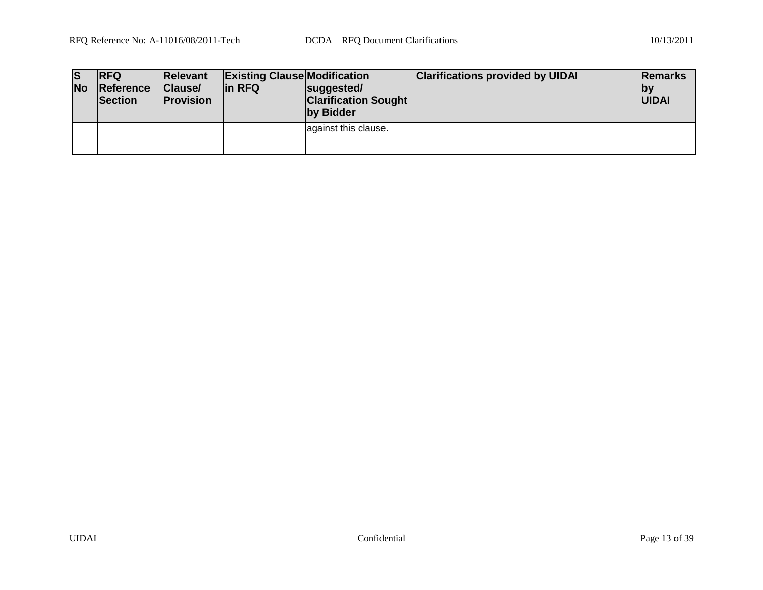| S No | RFQ Reference Section | Relevant Clause/ Provision | Existing Clause in RFQ | Modification suggested/ Clarification Sought by Bidder | Clarifications provided by UIDAI | Remarks by UIDAI |
|---|---|---|---|---|---|---|
| | | | | against this clause. | | |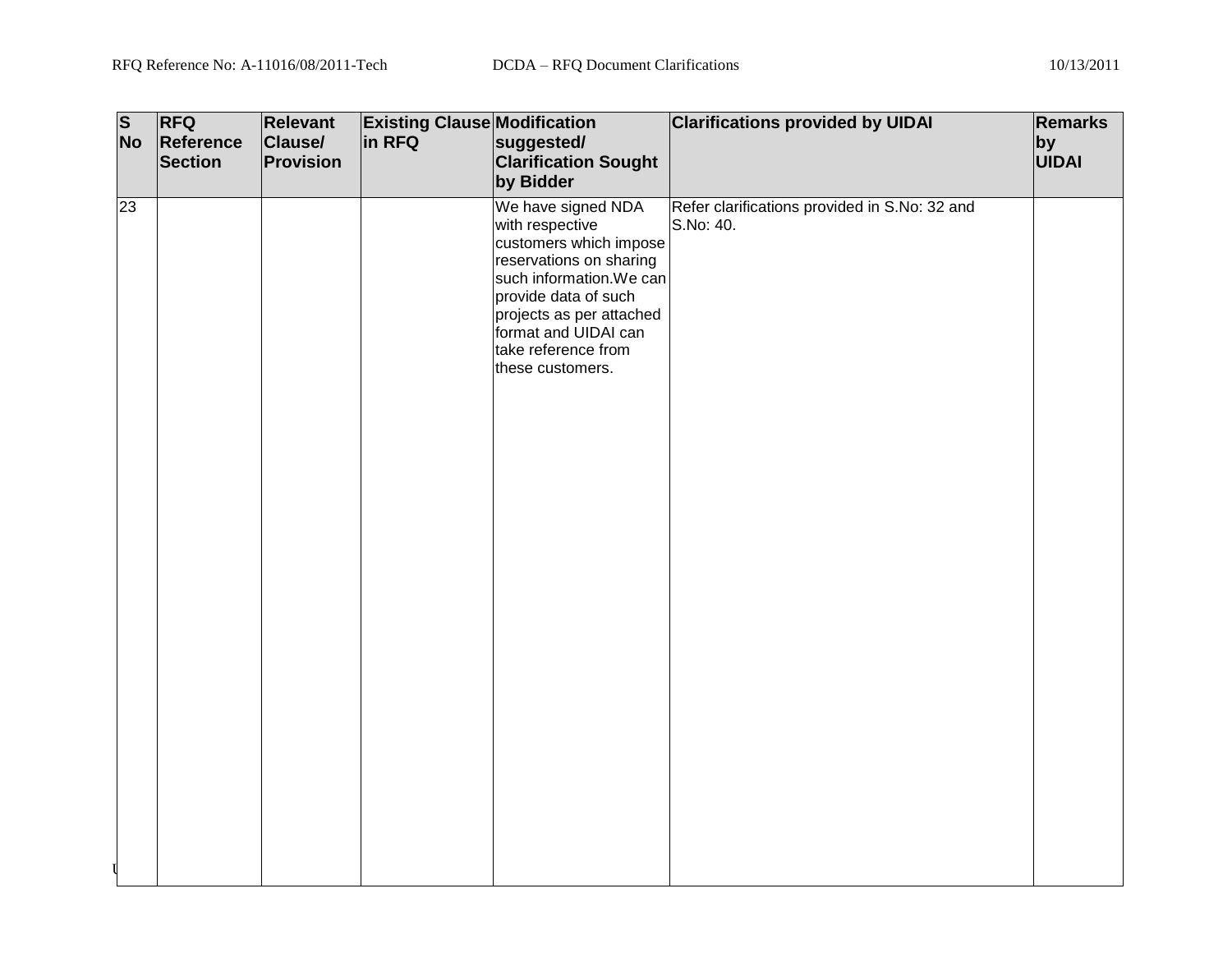| S No | RFQ Reference Section | Relevant Clause/ Provision | Existing Clause in RFQ | Modification suggested/ Clarification Sought by Bidder | Clarifications provided by UIDAI | Remarks by UIDAI |
|---|---|---|---|---|---|---|
| 23 | | | | We have signed NDA with respective customers which impose reservations on sharing such information.We can provide data of such projects as per attached format and UIDAI can take reference from these customers. | Refer clarifications provided in S.No: 32 and S.No: 40. | |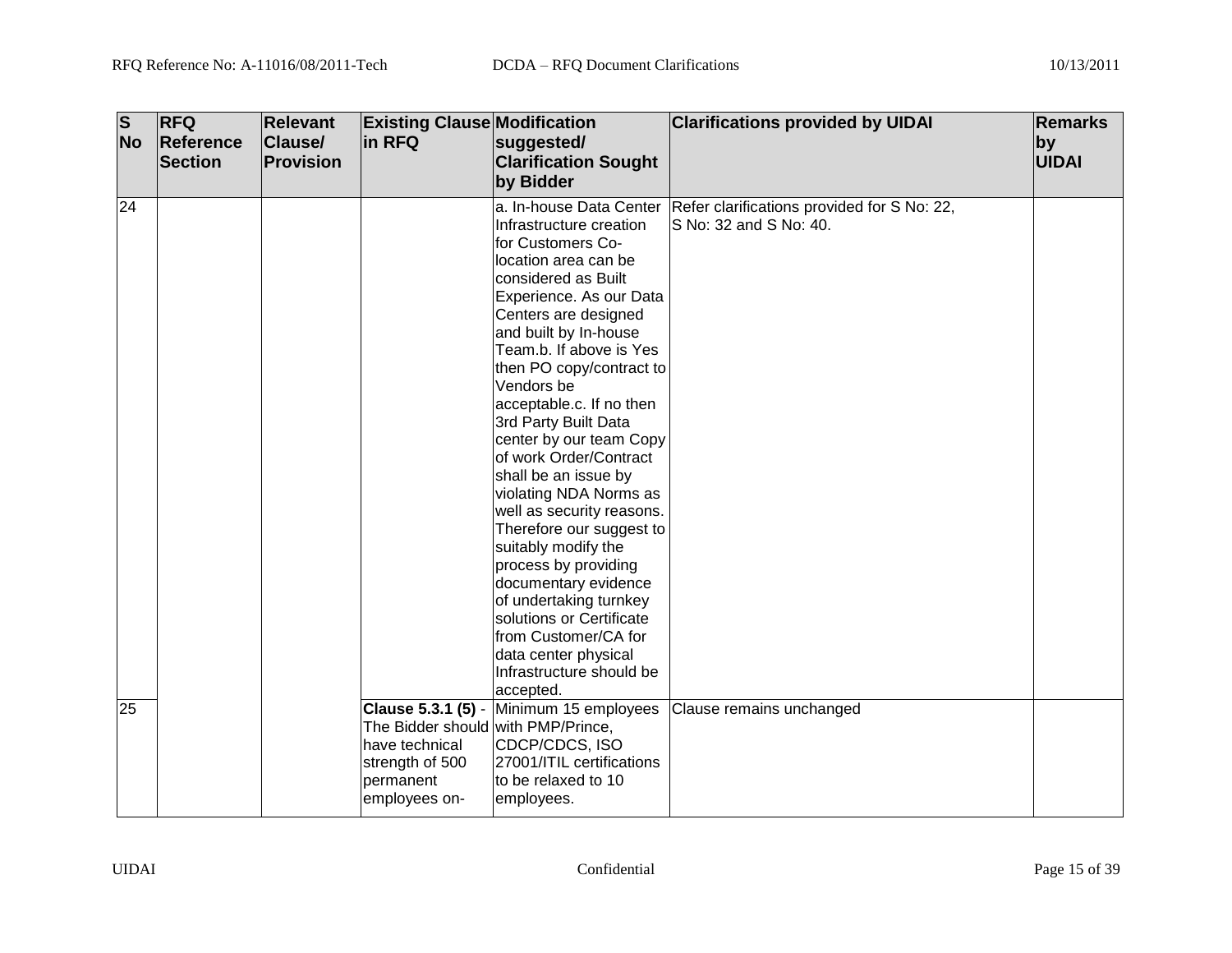| S No | RFQ Reference Section | Relevant Clause/ Provision | Existing Clause in RFQ | Modification suggested/ Clarification Sought by Bidder | Clarifications provided by UIDAI | Remarks by UIDAI |
|---|---|---|---|---|---|---|
| 24 | | | | a. In-house Data Center Infrastructure creation for Customers Co-location area can be considered as Built Experience. As our Data Centers are designed and built by In-house Team.b. If above is Yes then PO copy/contract to Vendors be acceptable.c. If no then 3rd Party Built Data center by our team Copy of work Order/Contract shall be an issue by violating NDA Norms as well as security reasons. Therefore our suggest to suitably modify the process by providing documentary evidence of undertaking turnkey solutions or Certificate from Customer/CA for data center physical Infrastructure should be accepted. | Refer clarifications provided for S No: 22, S No: 32 and S No: 40. | |
| 25 | | | **Clause 5.3.1 (5)** - The Bidder should have technical strength of 500 permanent employees on- | Minimum 15 employees with PMP/Prince, CDCP/CDCS, ISO 27001/ITIL certifications to be relaxed to 10 employees. | Clause remains unchanged | |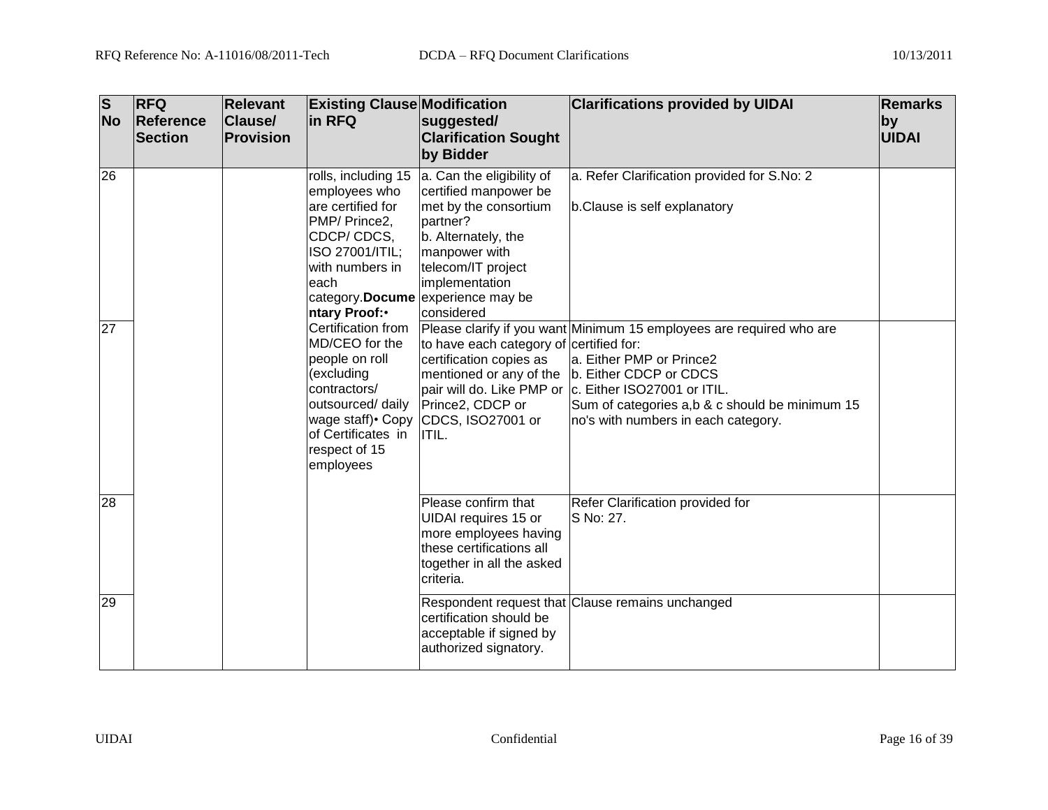| S No | RFQ Reference Section | Relevant Clause/ Provision | Existing Clause in RFQ | Modification suggested/ Clarification Sought by Bidder | Clarifications provided by UIDAI | Remarks by UIDAI |
|---|---|---|---|---|---|---|
| 26 | | | rolls, including 15 employees who are certified for PMP/ Prince2, CDCP/ CDCS, ISO 27001/ITIL; with numbers in each category.**Documentary Proof:**• Certification from MD/CEO for the people on roll (excluding contractors/ outsourced/ daily wage staff)• Copy of Certificates in respect of 15 employees | a. Can the eligibility of certified manpower be met by the consortium partner?<br>b. Alternately, the manpower with telecom/IT project implementation experience may be considered | a. Refer Clarification provided for S.No: 2<br><br>b.Clause is self explanatory | |
| 27 | | | | Please clarify if you want to have each category of certification copies as mentioned or any of the pair will do. Like PMP or Prince2, CDCP or CDCS, ISO27001 or ITIL. | Minimum 15 employees are required who are certified for:<br>a. Either PMP or Prince2<br>b. Either CDCP or CDCS<br>c. Either ISO27001 or ITIL.<br>Sum of categories a,b & c should be minimum 15 no's with numbers in each category. | |
| 28 | | | | Please confirm that UIDAI requires 15 or more employees having these certifications all together in all the asked criteria. | Refer Clarification provided for S No: 27. | |
| 29 | | | | Respondent request that certification should be acceptable if signed by authorized signatory. | Clause remains unchanged | |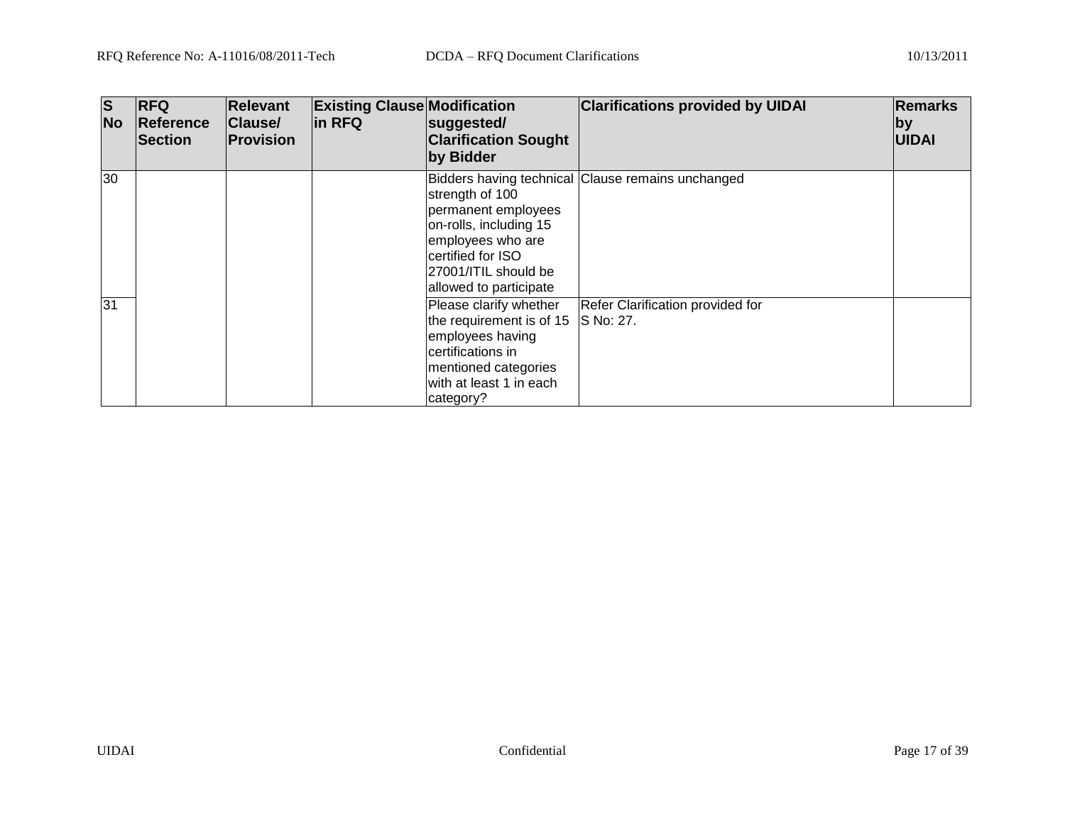| S No | RFQ Reference Section | Relevant Clause/ Provision | Existing Clause in RFQ | Modification suggested/ Clarification Sought by Bidder | Clarifications provided by UIDAI | Remarks by UIDAI |
|---|---|---|---|---|---|---|
| 30 | | | | Bidders having technical strength of 100 permanent employees on-rolls, including 15 employees who are certified for ISO 27001/ITIL should be allowed to participate | Clause remains unchanged | |
| 31 | | | | Please clarify whether the requirement is of 15 employees having certifications in mentioned categories with at least 1 in each category? | Refer Clarification provided for S No: 27. | |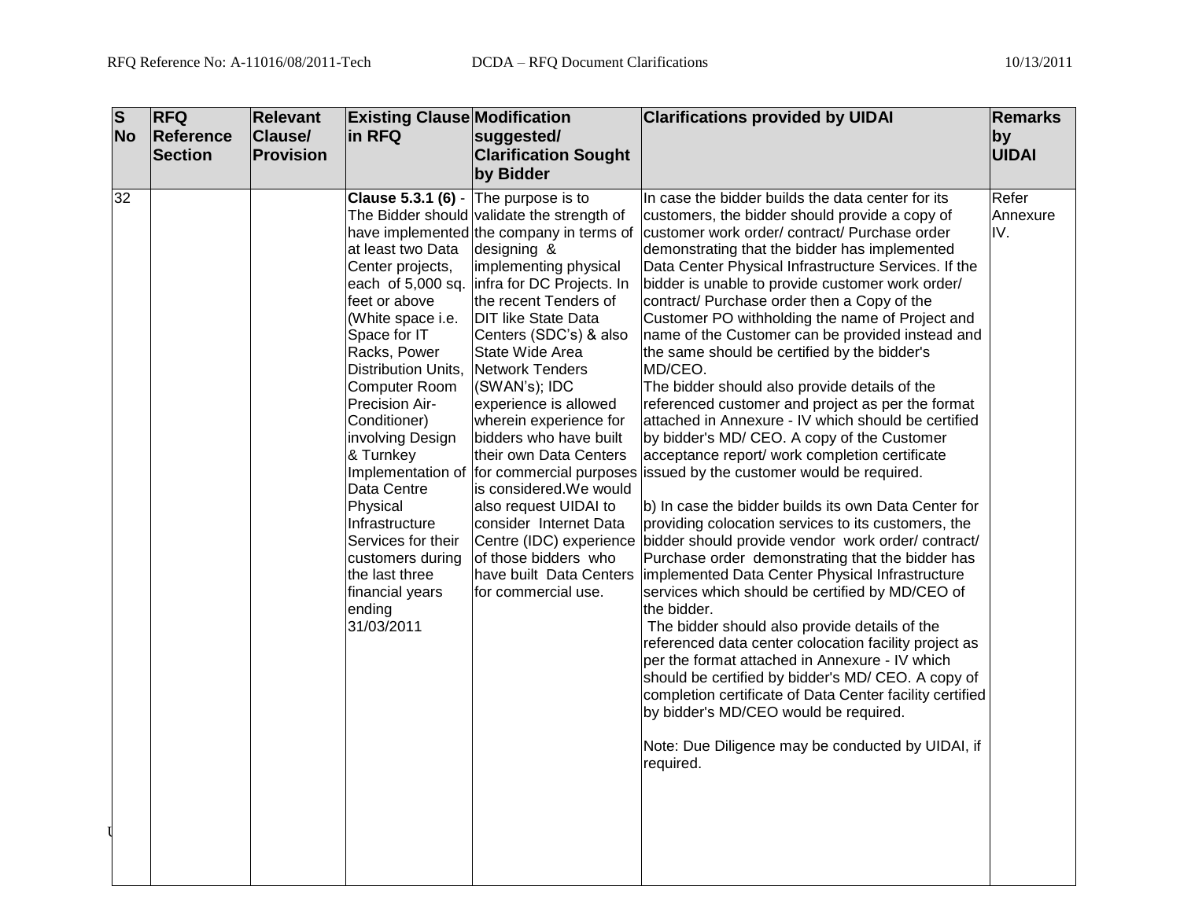| S No | RFQ Reference Section | Relevant Clause/ Provision | Existing Clause in RFQ | Modification suggested/ Clarification Sought by Bidder | Clarifications provided by UIDAI | Remarks by UIDAI |
|---|---|---|---|---|---|---|
| 32 | | | **Clause 5.3.1 (6)** - The Bidder should have implemented at least two Data Center projects, each of 5,000 sq. feet or above (White space i.e. Space for IT Racks, Power Distribution Units, Computer Room Precision Air-Conditioner) involving Design & Turnkey Implementation of Data Centre Physical Infrastructure Services for their customers during the last three financial years ending 31/03/2011 | The purpose is to validate the strength of the company in terms of designing & implementing physical infra for DC Projects. In the recent Tenders of DIT like State Data Centers (SDC's) & also State Wide Area Network Tenders (SWAN's); IDC experience is allowed wherein experience for bidders who have built their own Data Centers for commercial purposes is considered.We would also request UIDAI to consider Internet Data Centre (IDC) experience of those bidders who have built Data Centers for commercial use. | In case the bidder builds the data center for its customers, the bidder should provide a copy of customer work order/ contract/ Purchase order demonstrating that the bidder has implemented Data Center Physical Infrastructure Services. If the bidder is unable to provide customer work order/ contract/ Purchase order then a Copy of the Customer PO withholding the name of Project and name of the Customer can be provided instead and the same should be certified by the bidder's MD/CEO.<br>The bidder should also provide details of the referenced customer and project as per the format attached in Annexure - IV which should be certified by bidder's MD/ CEO. A copy of the Customer acceptance report/ work completion certificate issued by the customer would be required.<br><br>b) In case the bidder builds its own Data Center for providing colocation services to its customers, the bidder should provide vendor work order/ contract/ Purchase order demonstrating that the bidder has implemented Data Center Physical Infrastructure services which should be certified by MD/CEO of the bidder.<br>The bidder should also provide details of the referenced data center colocation facility project as per the format attached in Annexure - IV which should be certified by bidder's MD/ CEO. A copy of completion certificate of Data Center facility certified by bidder's MD/CEO would be required.<br><br>Note: Due Diligence may be conducted by UIDAI, if required. | Refer Annexure IV. |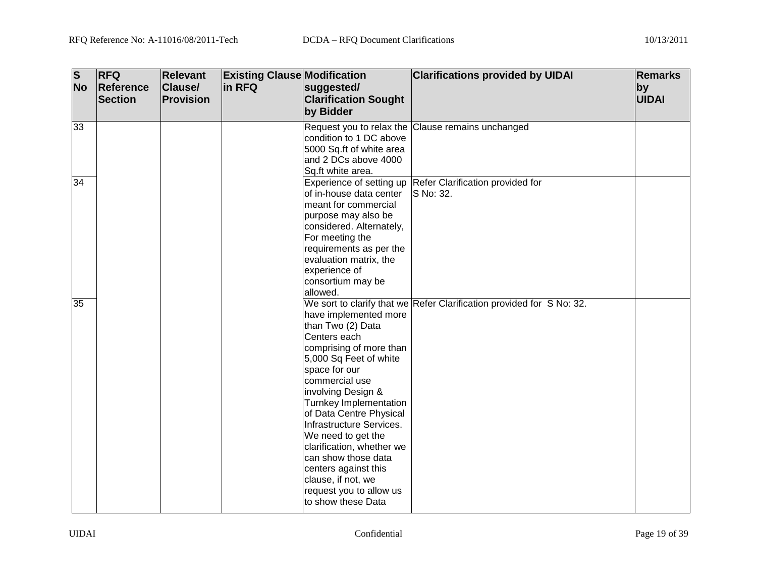| S No | RFQ Reference Section | Relevant Clause/ Provision | Existing Clause in RFQ | Modification suggested/ Clarification Sought by Bidder | Clarifications provided by UIDAI | Remarks by UIDAI |
|---|---|---|---|---|---|---|
| 33 | | | | Request you to relax the condition to 1 DC above 5000 Sq.ft of white area and 2 DCs above 4000 Sq.ft white area. | Clause remains unchanged | |
| 34 | | | | Experience of setting up of in-house data center meant for commercial purpose may also be considered. Alternately, For meeting the requirements as per the evaluation matrix, the experience of consortium may be allowed. | Refer Clarification provided for S No: 32. | |
| 35 | | | | We sort to clarify that we have implemented more than Two (2) Data Centers each comprising of more than 5,000 Sq Feet of white space for our commercial use involving Design & Turnkey Implementation of Data Centre Physical Infrastructure Services. We need to get the clarification, whether we can show those data centers against this clause, if not, we request you to allow us to show these Data | Refer Clarification provided for S No: 32. | |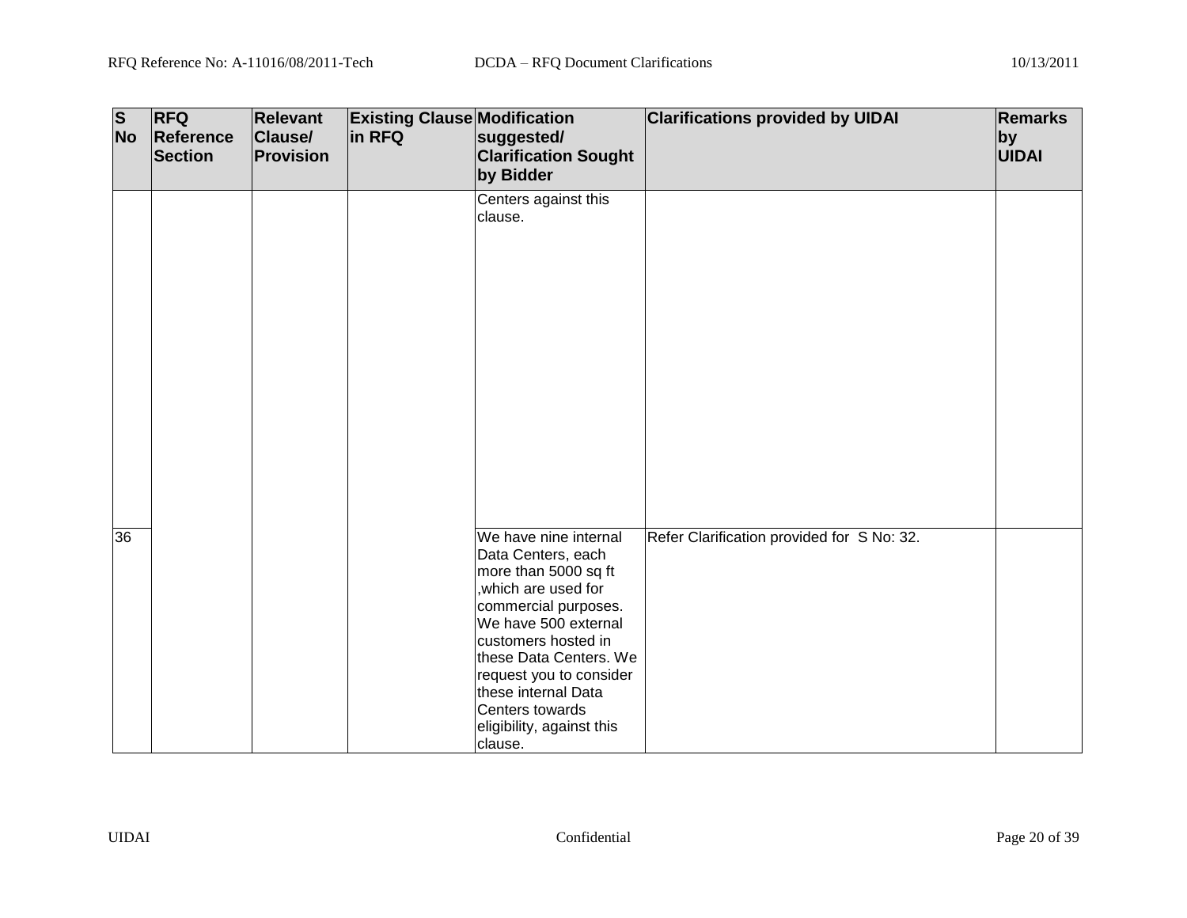| S No | RFQ Reference Section | Relevant Clause/ Provision | Existing Clause in RFQ | Modification suggested/ Clarification Sought by Bidder | Clarifications provided by UIDAI | Remarks by UIDAI |
|---|---|---|---|---|---|---|
| | | | | Centers against this clause. | | |
| 36 | | | | We have nine internal Data Centers, each more than 5000 sq ft ,which are used for commercial purposes. We have 500 external customers hosted in these Data Centers. We request you to consider these internal Data Centers towards eligibility, against this clause. | Refer Clarification provided for S No: 32. | |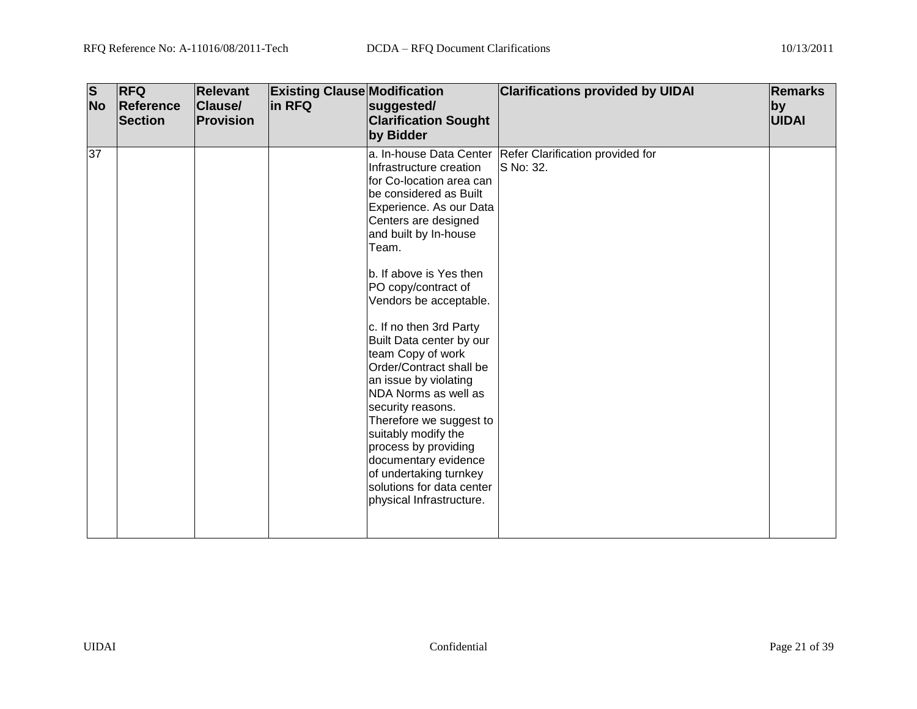| S No | RFQ Reference Section | Relevant Clause/ Provision | Existing Clause in RFQ | Modification suggested/ Clarification Sought by Bidder | Clarifications provided by UIDAI | Remarks by UIDAI |
|---|---|---|---|---|---|---|
| 37 | | | | a. In-house Data Center Infrastructure creation for Co-location area can be considered as Built Experience. As our Data Centers are designed and built by In-house Team.<br><br>b. If above is Yes then PO copy/contract of Vendors be acceptable.<br><br>c. If no then 3rd Party Built Data center by our team Copy of work Order/Contract shall be an issue by violating NDA Norms as well as security reasons. Therefore we suggest to suitably modify the process by providing documentary evidence of undertaking turnkey solutions for data center physical Infrastructure. | Refer Clarification provided for S No: 32. | |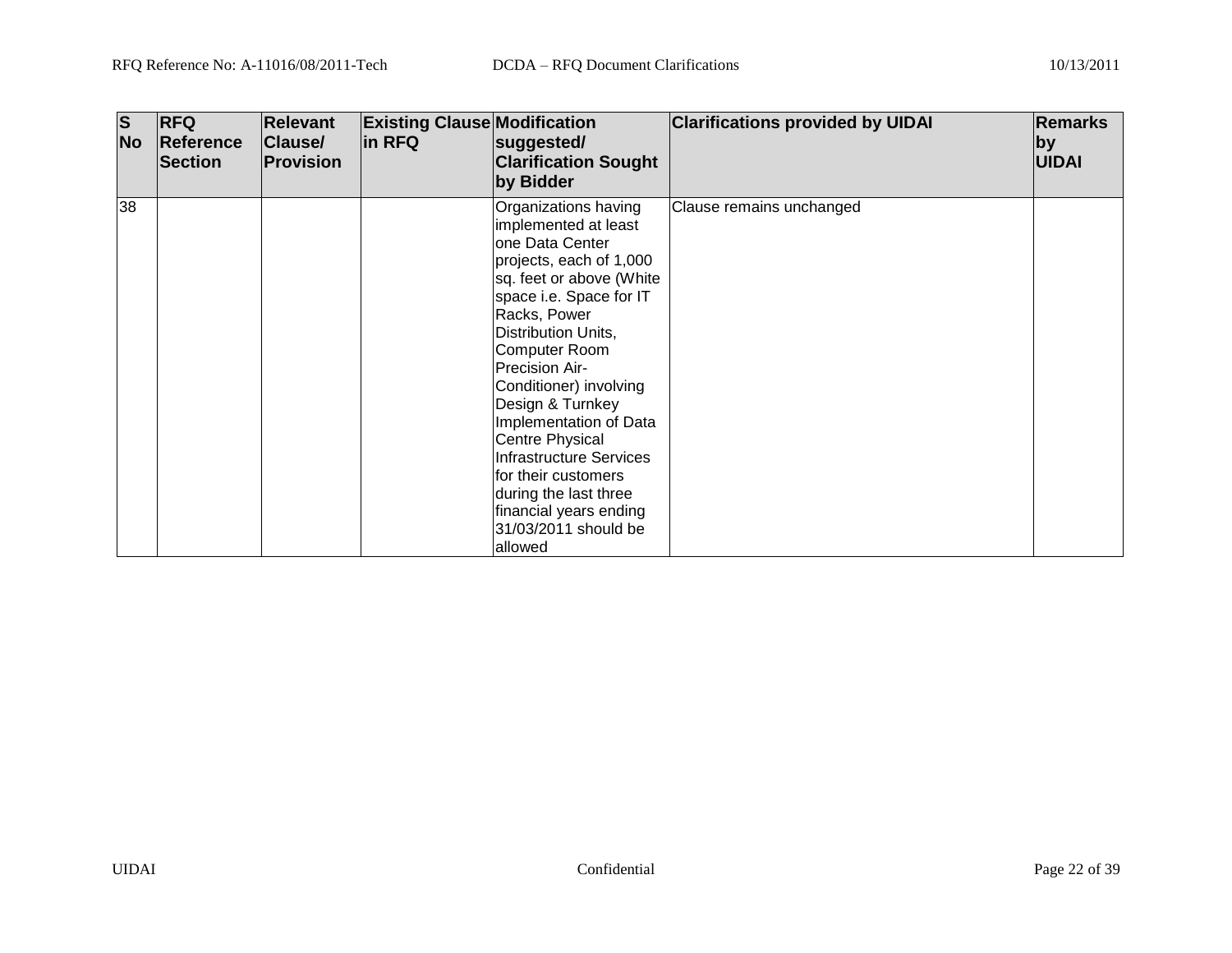| S No | RFQ Reference Section | Relevant Clause/ Provision | Existing Clause in RFQ | Modification suggested/ Clarification Sought by Bidder | Clarifications provided by UIDAI | Remarks by UIDAI |
|---|---|---|---|---|---|---|
| 38 | | | | Organizations having implemented at least one Data Center projects, each of 1,000 sq. feet or above (White space i.e. Space for IT Racks, Power Distribution Units, Computer Room Precision Air-Conditioner) involving Design & Turnkey Implementation of Data Centre Physical Infrastructure Services for their customers during the last three financial years ending 31/03/2011 should be allowed | Clause remains unchanged | |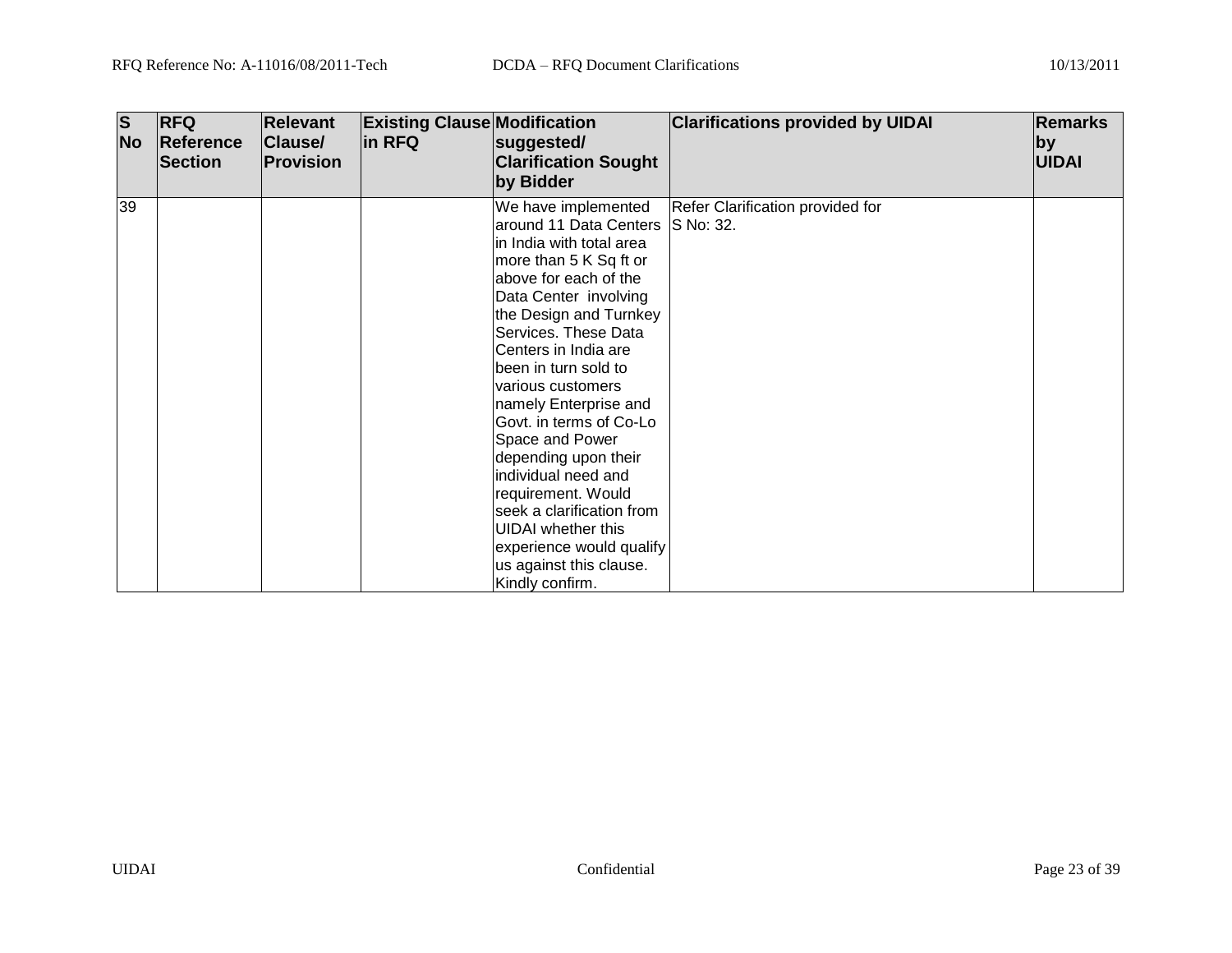| S No | RFQ Reference Section | Relevant Clause/ Provision | Existing Clause in RFQ | Modification suggested/ Clarification Sought by Bidder | Clarifications provided by UIDAI | Remarks by UIDAI |
|---|---|---|---|---|---|---|
| 39 | | | | We have implemented around 11 Data Centers in India with total area more than 5 K Sq ft or above for each of the Data Center involving the Design and Turnkey Services. These Data Centers in India are been in turn sold to various customers namely Enterprise and Govt. in terms of Co-Lo Space and Power depending upon their individual need and requirement. Would seek a clarification from UIDAI whether this experience would qualify us against this clause. Kindly confirm. | Refer Clarification provided for S No: 32. | |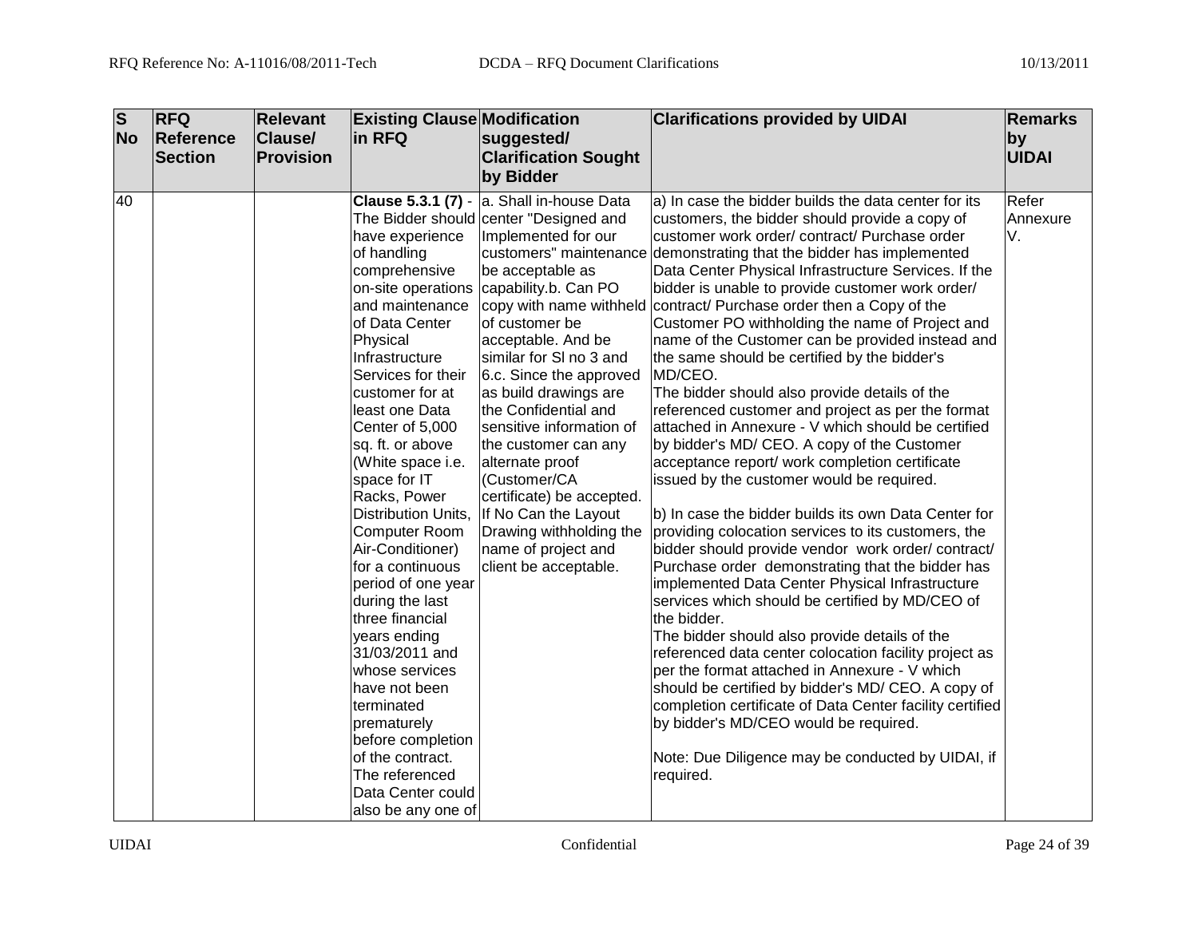| S No | RFQ Reference Section | Relevant Clause/ Provision | Existing Clause in RFQ | Modification suggested/ Clarification Sought by Bidder | Clarifications provided by UIDAI | Remarks by UIDAI |
|---|---|---|---|---|---|---|
| 40 | | | **Clause 5.3.1 (7)** - The Bidder should have experience of handling comprehensive on-site operations and maintenance of Data Center Physical Infrastructure Services for their customer for at least one Data Center of 5,000 sq. ft. or above (White space i.e. space for IT Racks, Power Distribution Units, Computer Room Air-Conditioner) for a continuous period of one year during the last three financial years ending 31/03/2011 and whose services have not been terminated prematurely before completion of the contract. The referenced Data Center could also be any one of | a. Shall in-house Data center "Designed and Implemented for our customers" maintenance be acceptable as capability.b. Can PO copy with name withheld of customer be acceptable. And be similar for Sl no 3 and 6.c. Since the approved as build drawings are the Confidential and sensitive information of the customer can any alternate proof (Customer/CA certificate) be accepted. If No Can the Layout Drawing withholding the name of project and client be acceptable. | a) In case the bidder builds the data center for its customers, the bidder should provide a copy of customer work order/ contract/ Purchase order demonstrating that the bidder has implemented Data Center Physical Infrastructure Services. If the bidder is unable to provide customer work order/ contract/ Purchase order then a Copy of the Customer PO withholding the name of Project and name of the Customer can be provided instead and the same should be certified by the bidder's MD/CEO.<br>The bidder should also provide details of the referenced customer and project as per the format attached in Annexure - V which should be certified by bidder's MD/ CEO. A copy of the Customer acceptance report/ work completion certificate issued by the customer would be required.<br><br>b) In case the bidder builds its own Data Center for providing colocation services to its customers, the bidder should provide vendor work order/ contract/ Purchase order demonstrating that the bidder has implemented Data Center Physical Infrastructure services which should be certified by MD/CEO of the bidder.<br>The bidder should also provide details of the referenced data center colocation facility project as per the format attached in Annexure - V which should be certified by bidder's MD/ CEO. A copy of completion certificate of Data Center facility certified by bidder's MD/CEO would be required.<br><br>Note: Due Diligence may be conducted by UIDAI, if required. | Refer Annexure V. |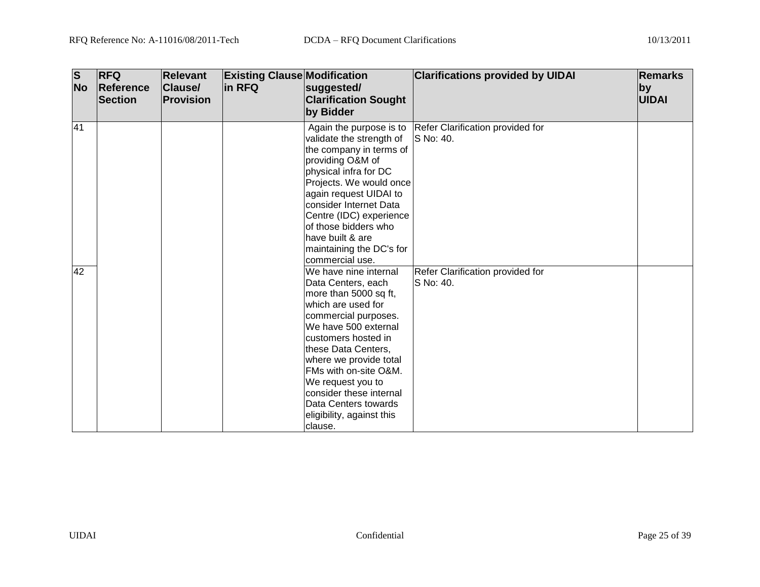| S No | RFQ Reference Section | Relevant Clause/ Provision | Existing Clause in RFQ | Modification suggested/ Clarification Sought by Bidder | Clarifications provided by UIDAI | Remarks by UIDAI |
|---|---|---|---|---|---|---|
| 41 | | | | Again the purpose is to validate the strength of the company in terms of providing O&M of physical infra for DC Projects. We would once again request UIDAI to consider Internet Data Centre (IDC) experience of those bidders who have built & are maintaining the DC's for commercial use. | Refer Clarification provided for S No: 40. | |
| 42 | | | | We have nine internal Data Centers, each more than 5000 sq ft, which are used for commercial purposes. We have 500 external customers hosted in these Data Centers, where we provide total FMs with on-site O&M. We request you to consider these internal Data Centers towards eligibility, against this clause. | Refer Clarification provided for S No: 40. | |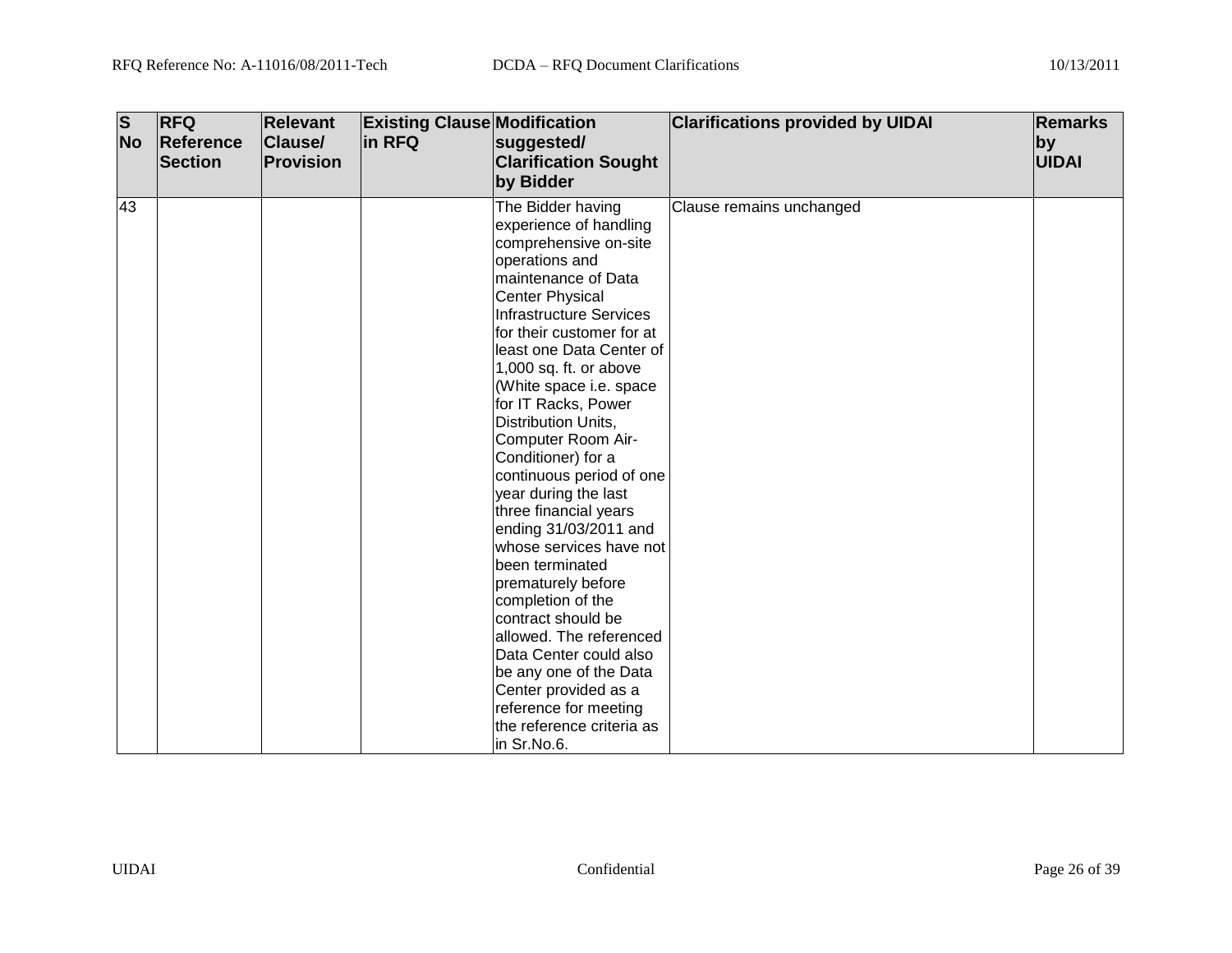| S No | RFQ Reference Section | Relevant Clause/ Provision | Existing Clause in RFQ | Modification suggested/ Clarification Sought by Bidder | Clarifications provided by UIDAI | Remarks by UIDAI |
|---|---|---|---|---|---|---|
| 43 | | | | The Bidder having experience of handling comprehensive on-site operations and maintenance of Data Center Physical Infrastructure Services for their customer for at least one Data Center of 1,000 sq. ft. or above (White space i.e. space for IT Racks, Power Distribution Units, Computer Room Air-Conditioner) for a continuous period of one year during the last three financial years ending 31/03/2011 and whose services have not been terminated prematurely before completion of the contract should be allowed. The referenced Data Center could also be any one of the Data Center provided as a reference for meeting the reference criteria as in Sr.No.6. | Clause remains unchanged | |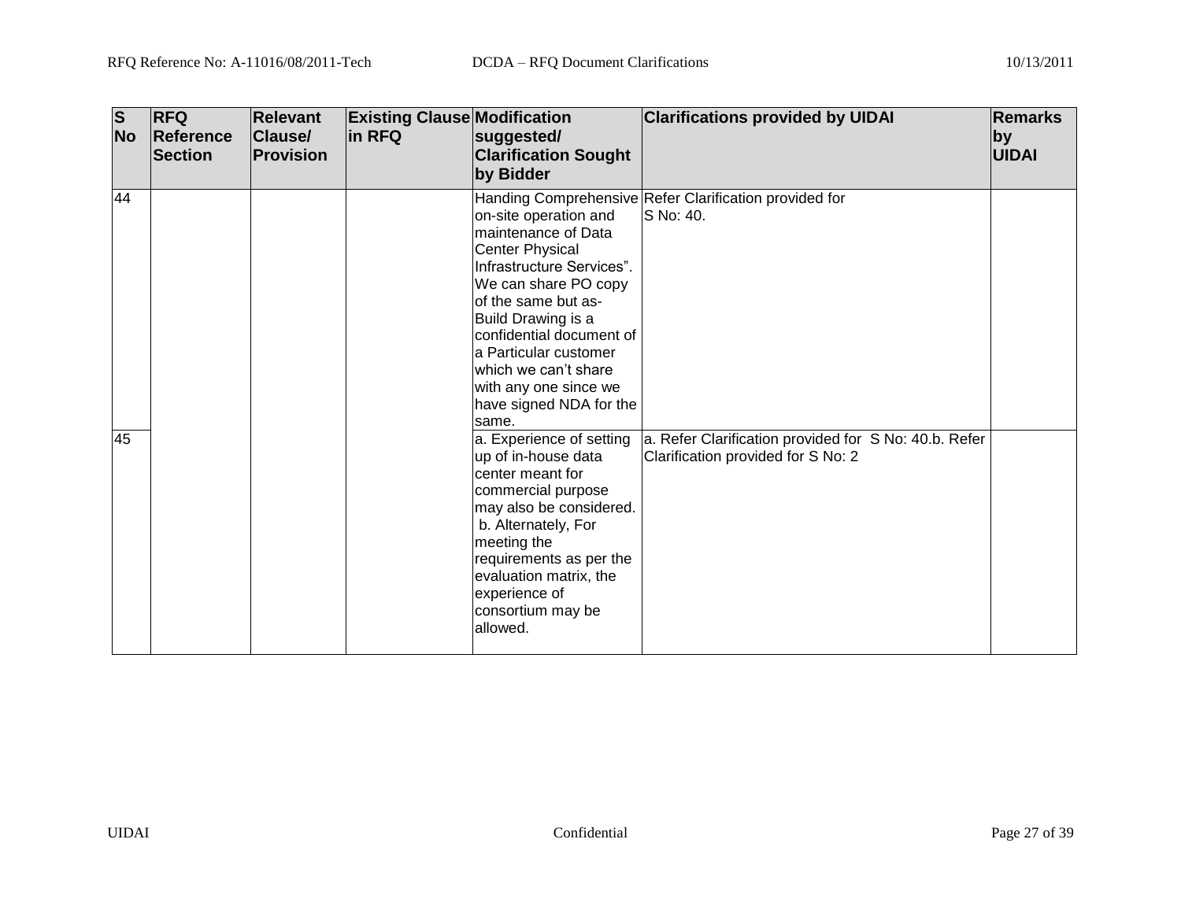| S No | RFQ Reference Section | Relevant Clause/ Provision | Existing Clause in RFQ | Modification suggested/ Clarification Sought by Bidder | Clarifications provided by UIDAI | Remarks by UIDAI |
|---|---|---|---|---|---|---|
| 44 | | | | Handing Comprehensive on-site operation and maintenance of Data Center Physical Infrastructure Services". We can share PO copy of the same but as-Build Drawing is a confidential document of a Particular customer which we can't share with any one since we have signed NDA for the same. | Refer Clarification provided for S No: 40. | |
| 45 | | | | a. Experience of setting up of in-house data center meant for commercial purpose may also be considered. b. Alternately, For meeting the requirements as per the evaluation matrix, the experience of consortium may be allowed. | a. Refer Clarification provided for S No: 40.b. Refer Clarification provided for S No: 2 | |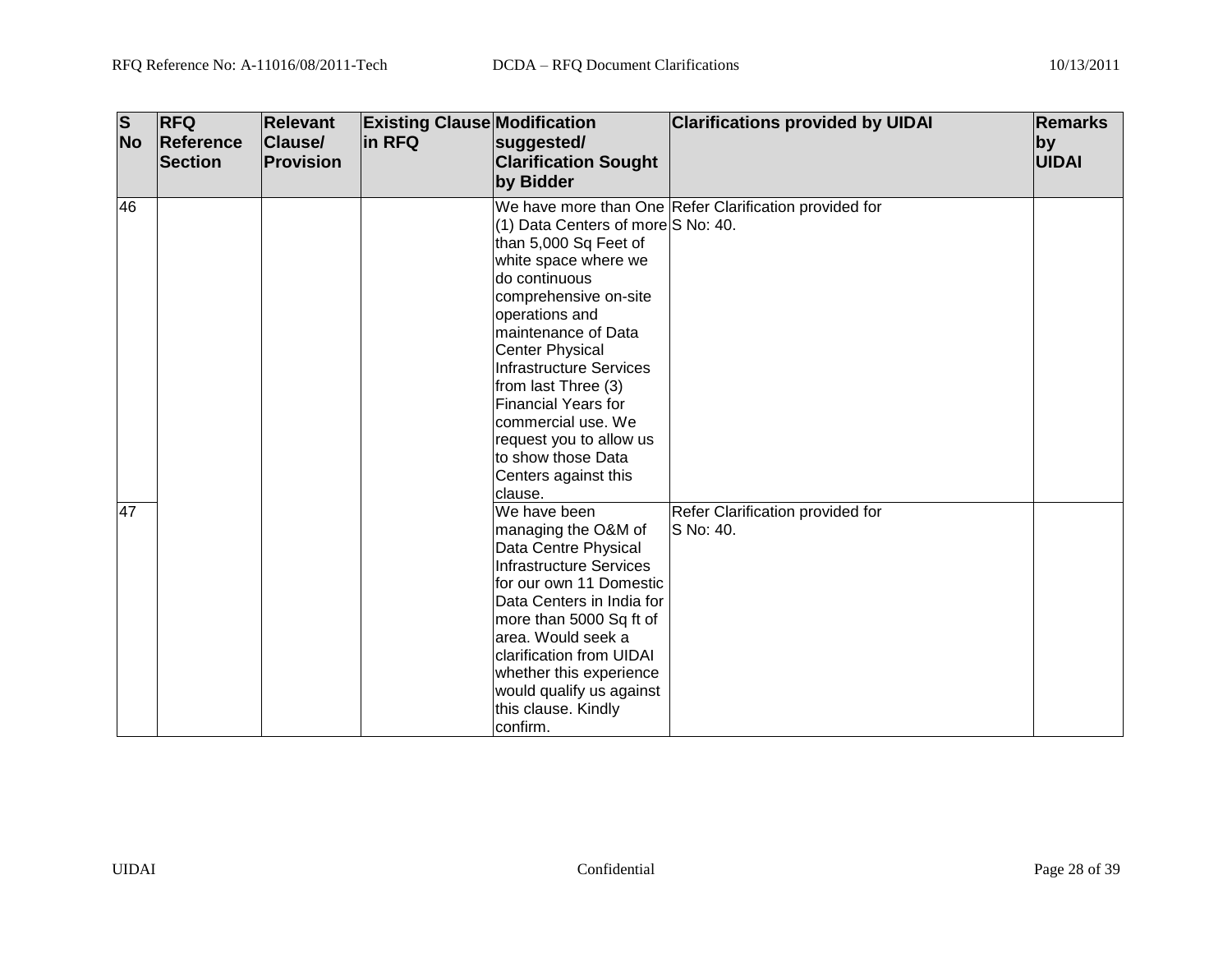| S No | RFQ Reference Section | Relevant Clause/ Provision | Existing Clause in RFQ | Modification suggested/ Clarification Sought by Bidder | Clarifications provided by UIDAI | Remarks by UIDAI |
|---|---|---|---|---|---|---|
| 46 | | | | We have more than One (1) Data Centers of more than 5,000 Sq Feet of white space where we do continuous comprehensive on-site operations and maintenance of Data Center Physical Infrastructure Services from last Three (3) Financial Years for commercial use. We request you to allow us to show those Data Centers against this clause. | Refer Clarification provided for S No: 40. | |
| 47 | | | | We have been managing the O&M of Data Centre Physical Infrastructure Services for our own 11 Domestic Data Centers in India for more than 5000 Sq ft of area. Would seek a clarification from UIDAI whether this experience would qualify us against this clause. Kindly confirm. | Refer Clarification provided for S No: 40. | |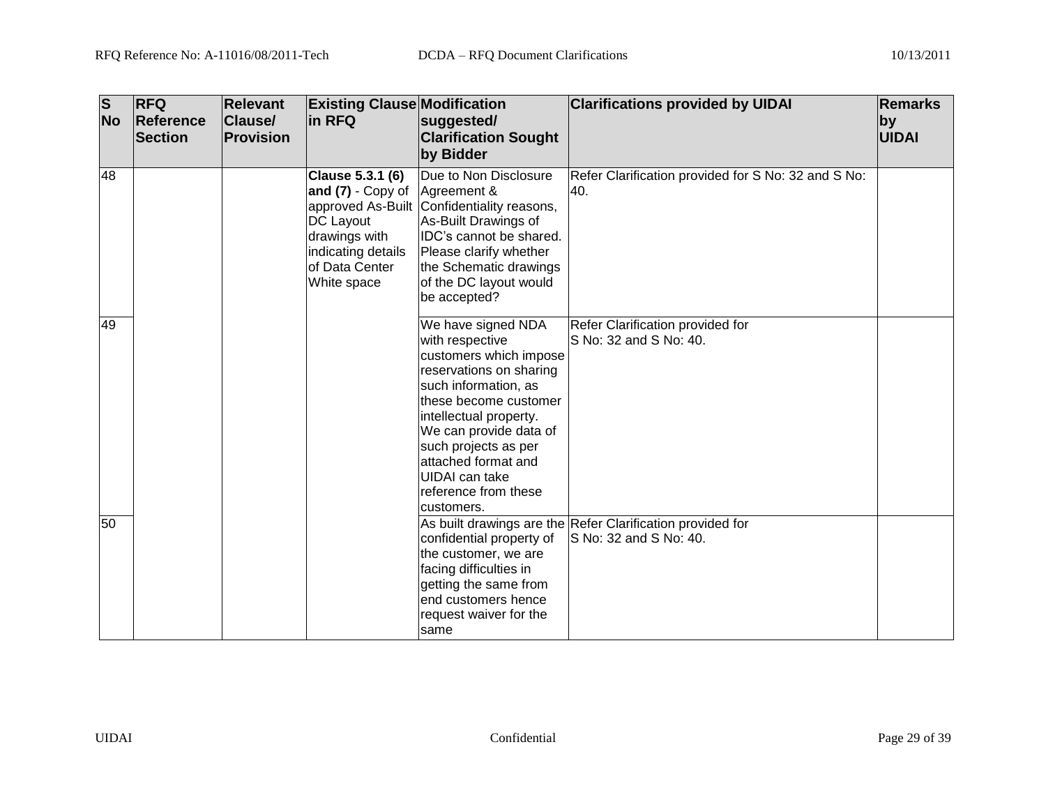| S No | RFQ Reference Section | Relevant Clause/ Provision | Existing Clause in RFQ | Modification suggested/ Clarification Sought by Bidder | Clarifications provided by UIDAI | Remarks by UIDAI |
|---|---|---|---|---|---|---|
| 48 | | | **Clause 5.3.1 (6) and (7)** - Copy of approved As-Built DC Layout drawings with indicating details of Data Center White space | Due to Non Disclosure Agreement & Confidentiality reasons, As-Built Drawings of IDC's cannot be shared. Please clarify whether the Schematic drawings of the DC layout would be accepted? | Refer Clarification provided for S No: 32 and S No: 40. | |
| 49 | | | | We have signed NDA with respective customers which impose reservations on sharing such information, as these become customer intellectual property. We can provide data of such projects as per attached format and UIDAI can take reference from these customers. | Refer Clarification provided for S No: 32 and S No: 40. | |
| 50 | | | | As built drawings are the confidential property of the customer, we are facing difficulties in getting the same from end customers hence request waiver for the same | Refer Clarification provided for S No: 32 and S No: 40. | |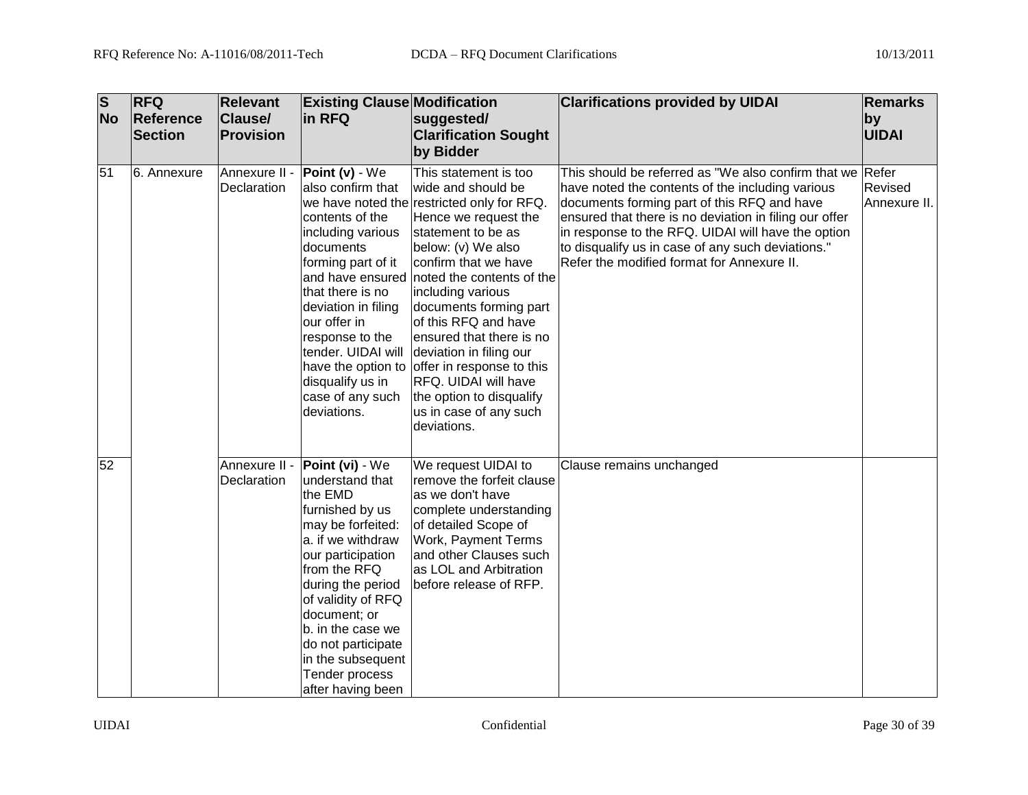| S No | RFQ Reference Section | Relevant Clause/ Provision | Existing Clause in RFQ | Modification suggested/ Clarification Sought by Bidder | Clarifications provided by UIDAI | Remarks by UIDAI |
|---|---|---|---|---|---|---|
| 51 | 6. Annexure | Annexure II - Declaration | **Point (v)** - We also confirm that we have noted the contents of the including various documents forming part of it and have ensured that there is no deviation in filing our offer in response to the tender. UIDAI will have the option to disqualify us in case of any such deviations. | This statement is too wide and should be restricted only for RFQ. Hence we request the statement to be as below: (v) We also confirm that we have noted the contents of the including various documents forming part of this RFQ and have ensured that there is no deviation in filing our offer in response to this RFQ. UIDAI will have the option to disqualify us in case of any such deviations. | This should be referred as "We also confirm that we have noted the contents of the including various documents forming part of this RFQ and have ensured that there is no deviation in filing our offer in response to the RFQ. UIDAI will have the option to disqualify us in case of any such deviations." Refer the modified format for Annexure II. | Refer Revised Annexure II. |
| 52 | | Annexure II - Declaration | **Point (vi)** - We understand that the EMD furnished by us may be forfeited: a. if we withdraw our participation from the RFQ during the period of validity of RFQ document; or b. in the case we do not participate in the subsequent Tender process after having been | We request UIDAI to remove the forfeit clause as we don't have complete understanding of detailed Scope of Work, Payment Terms and other Clauses such as LOL and Arbitration before release of RFP. | Clause remains unchanged | |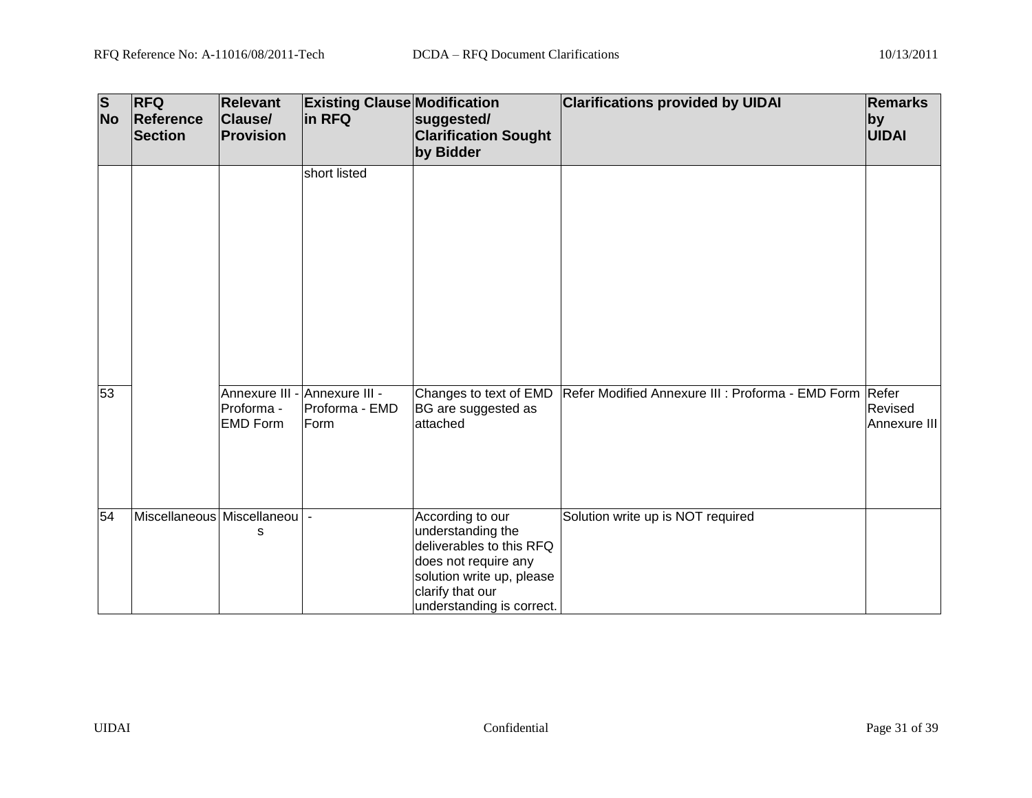| S No | RFQ Reference Section | Relevant Clause/ Provision | Existing Clause in RFQ | Modification suggested/ Clarification Sought by Bidder | Clarifications provided by UIDAI | Remarks by UIDAI |
|---|---|---|---|---|---|---|
| | | | short listed | | | |
| 53 | | Annexure III - Proforma - EMD Form | Annexure III - Proforma - EMD Form | Changes to text of EMD BG are suggested as attached | Refer Modified Annexure III : Proforma - EMD Form | Refer Revised Annexure III |
| 54 | Miscellaneous | Miscellaneous | - | According to our understanding the deliverables to this RFQ does not require any solution write up, please clarify that our understanding is correct. | Solution write up is NOT required | |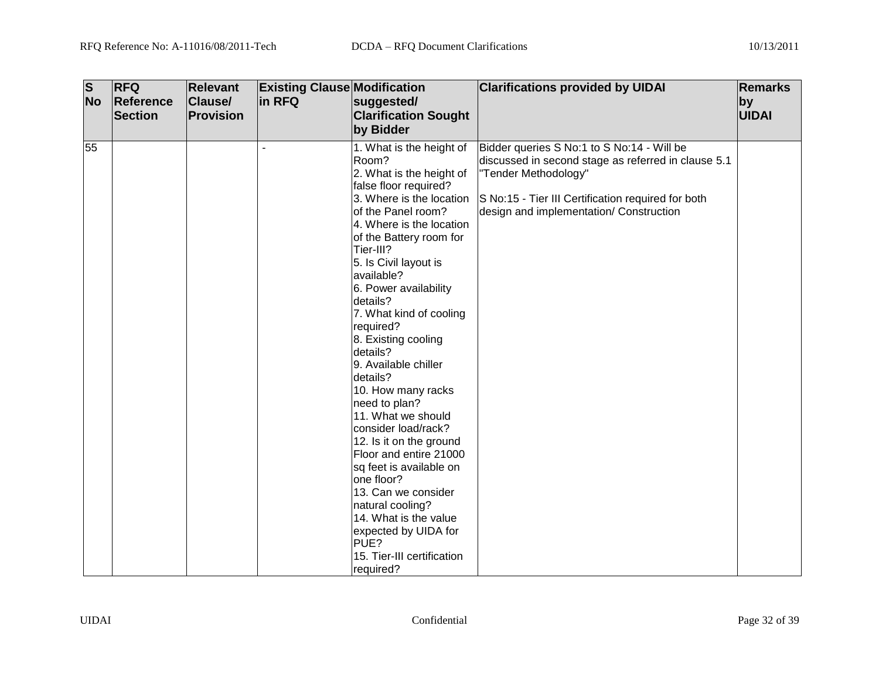| S No | RFQ Reference Section | Relevant Clause/ Provision | Existing Clause in RFQ | Modification suggested/ Clarification Sought by Bidder | Clarifications provided by UIDAI | Remarks by UIDAI |
|---|---|---|---|---|---|---|
| 55 | | | - | 1. What is the height of Room?<br>2. What is the height of false floor required?<br>3. Where is the location of the Panel room?<br>4. Where is the location of the Battery room for Tier-III?<br>5. Is Civil layout is available?<br>6. Power availability details?<br>7. What kind of cooling required?<br>8. Existing cooling details?<br>9. Available chiller details?<br>10. How many racks need to plan?<br>11. What we should consider load/rack?<br>12. Is it on the ground Floor and entire 21000 sq feet is available on one floor?<br>13. Can we consider natural cooling?<br>14. What is the value expected by UIDA for PUE?<br>15. Tier-III certification required? | Bidder queries S No:1 to S No:14 - Will be discussed in second stage as referred in clause 5.1 "Tender Methodology"<br><br>S No:15 - Tier III Certification required for both design and implementation/ Construction | |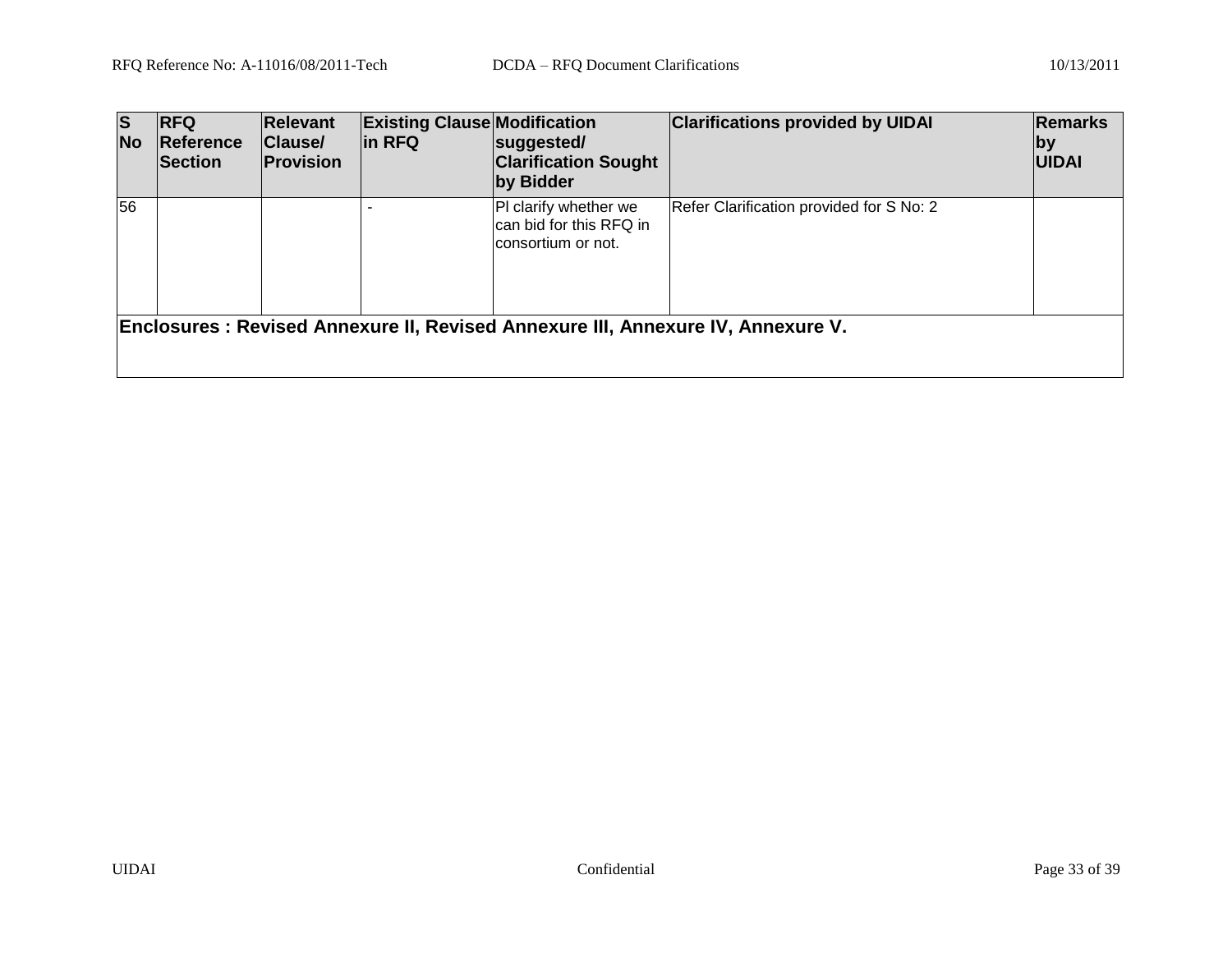| S No | RFQ Reference Section | Relevant Clause/ Provision | Existing Clause in RFQ | Modification suggested/ Clarification Sought by Bidder | Clarifications provided by UIDAI | Remarks by UIDAI |
|---|---|---|---|---|---|---|
| 56 | | | - | Pl clarify whether we can bid for this RFQ in consortium or not. | Refer Clarification provided for S No: 2 | |
| **Enclosures : Revised Annexure II, Revised Annexure III, Annexure IV, Annexure V.** | | | | | | |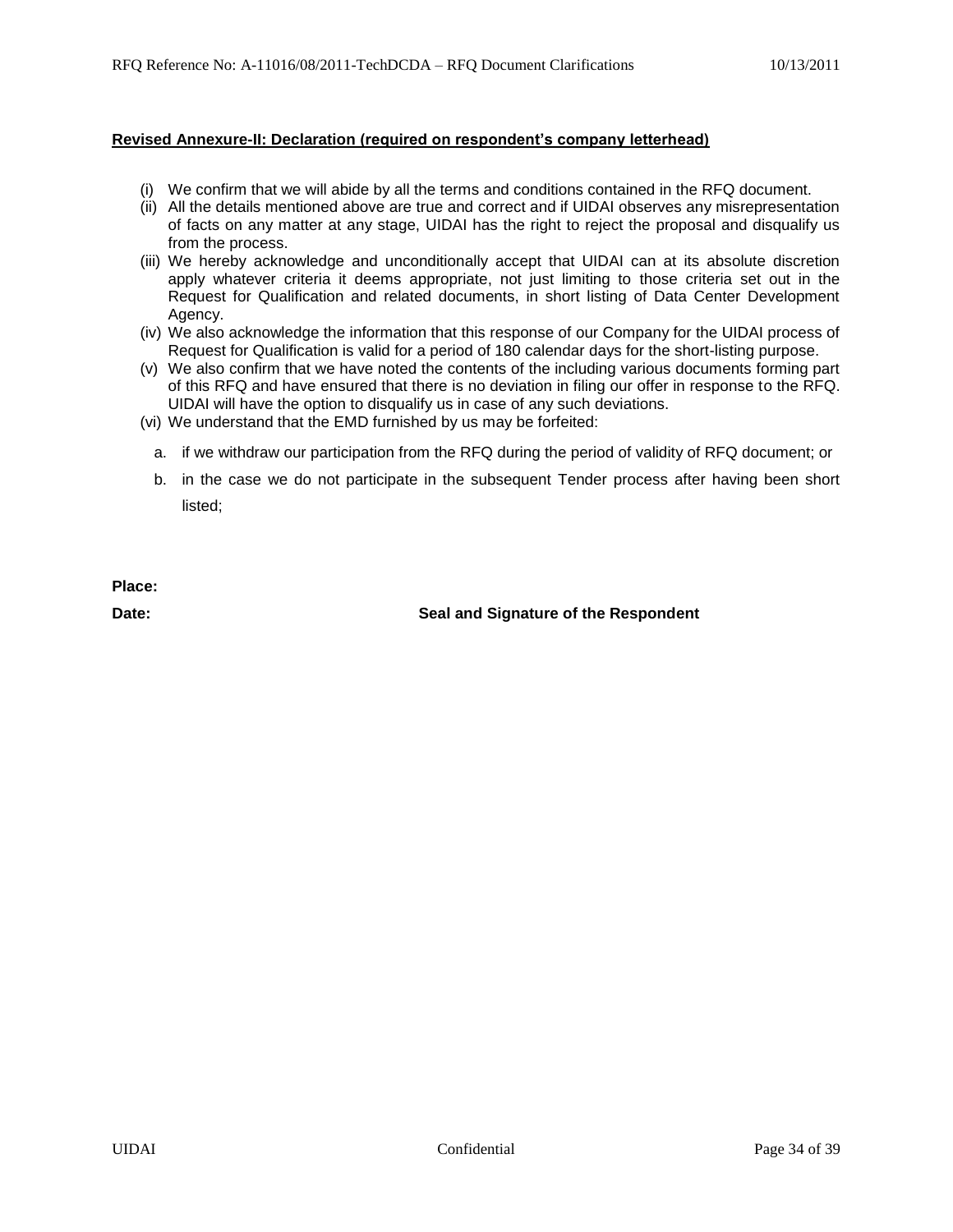**Revised Annexure-II: Declaration (required on respondent's company letterhead)**

(i) We confirm that we will abide by all the terms and conditions contained in the RFQ document.

(ii) All the details mentioned above are true and correct and if UIDAI observes any misrepresentation of facts on any matter at any stage, UIDAI has the right to reject the proposal and disqualify us from the process.

(iii) We hereby acknowledge and unconditionally accept that UIDAI can at its absolute discretion apply whatever criteria it deems appropriate, not just limiting to those criteria set out in the Request for Qualification and related documents, in short listing of Data Center Development Agency.

(iv) We also acknowledge the information that this response of our Company for the UIDAI process of Request for Qualification is valid for a period of 180 calendar days for the short-listing purpose.

(v) We also confirm that we have noted the contents of the including various documents forming part of this RFQ and have ensured that there is no deviation in filing our offer in response to the RFQ. UIDAI will have the option to disqualify us in case of any such deviations.

(vi) We understand that the EMD furnished by us may be forfeited:

   a. if we withdraw our participation from the RFQ during the period of validity of RFQ document; or

   b. in the case we do not participate in the subsequent Tender process after having been short listed;

**Place:**

**Date:** **Seal and Signature of the Respondent**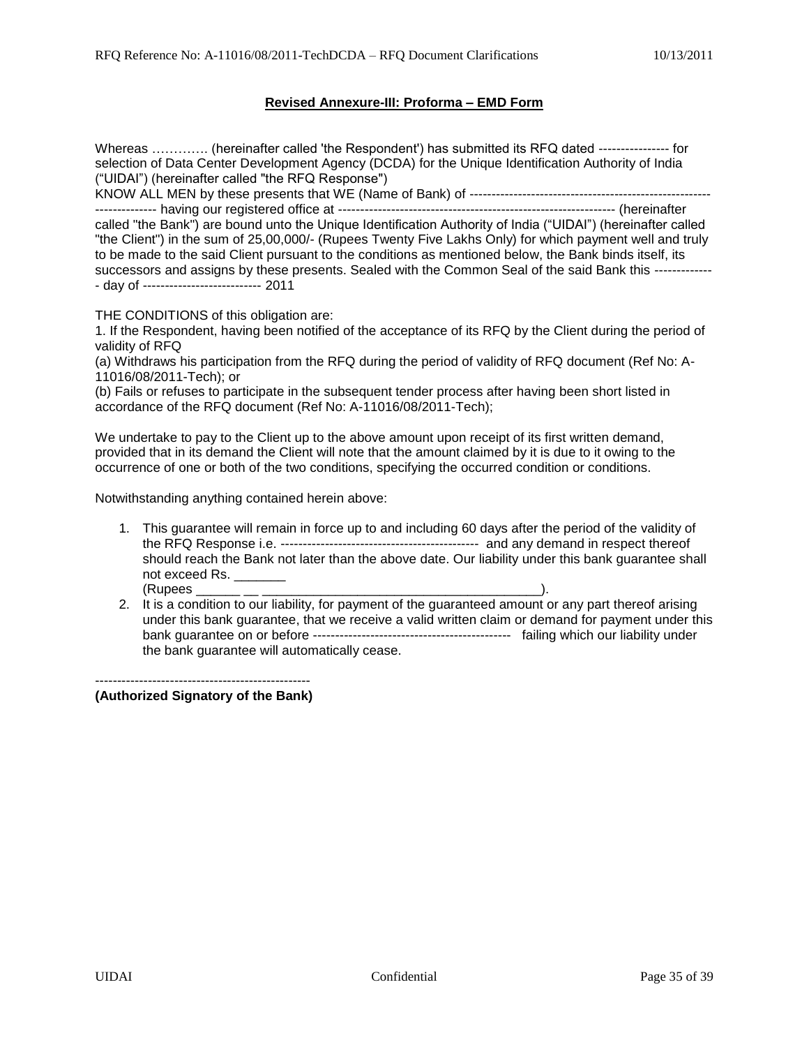## Revised Annexure-III: Proforma – EMD Form

Whereas …………. (hereinafter called 'the Respondent') has submitted its RFQ dated ---------------- for selection of Data Center Development Agency (DCDA) for the Unique Identification Authority of India ("UIDAI") (hereinafter called "the RFQ Response")
KNOW ALL MEN by these presents that WE (Name of Bank) of -------------------------------------------------------------------- having our registered office at --------------------------------------------------------------- (hereinafter called "the Bank") are bound unto the Unique Identification Authority of India ("UIDAI") (hereinafter called "the Client") in the sum of 25,00,000/- (Rupees Twenty Five Lakhs Only) for which payment well and truly to be made to the said Client pursuant to the conditions as mentioned below, the Bank binds itself, its successors and assigns by these presents. Sealed with the Common Seal of the said Bank this -------------- day of --------------------------- 2011

THE CONDITIONS of this obligation are:
1. If the Respondent, having been notified of the acceptance of its RFQ by the Client during the period of validity of RFQ
(a) Withdraws his participation from the RFQ during the period of validity of RFQ document (Ref No: A-11016/08/2011-Tech); or
(b) Fails or refuses to participate in the subsequent tender process after having been short listed in accordance of the RFQ document (Ref No: A-11016/08/2011-Tech);

We undertake to pay to the Client up to the above amount upon receipt of its first written demand, provided that in its demand the Client will note that the amount claimed by it is due to it owing to the occurrence of one or both of the two conditions, specifying the occurred condition or conditions.

Notwithstanding anything contained herein above:

1. This guarantee will remain in force up to and including 60 days after the period of the validity of the RFQ Response i.e. --------------------------------------------- and any demand in respect thereof should reach the Bank not later than the above date. Our liability under this bank guarantee shall not exceed Rs. _______ (Rupees ______ __ ________________________________________).
2. It is a condition to our liability, for payment of the guaranteed amount or any part thereof arising under this bank guarantee, that we receive a valid written claim or demand for payment under this bank guarantee on or before --------------------------------------------- failing which our liability under the bank guarantee will automatically cease.

-------------------------------------------------
**(Authorized Signatory of the Bank)**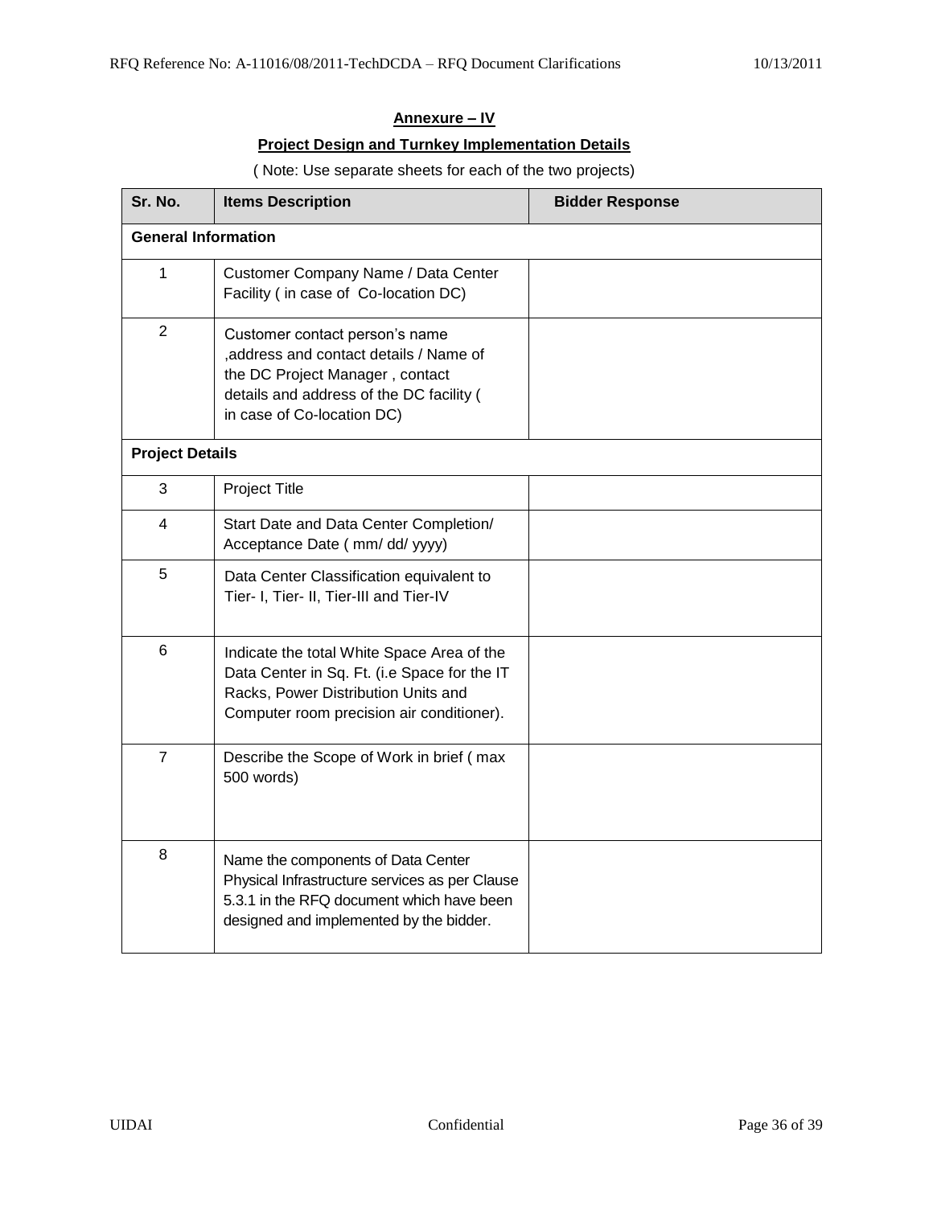## Annexure – IV

### Project Design and Turnkey Implementation Details

( Note: Use separate sheets for each of the two projects)

| Sr. No. | Items Description | Bidder Response |
|---|---|---|
| **General Information** | | |
| 1 | Customer Company Name / Data Center Facility ( in case of Co-location DC) | |
| 2 | Customer contact person's name ,address and contact details / Name of the DC Project Manager , contact details and address of the DC facility ( in case of Co-location DC) | |
| **Project Details** | | |
| 3 | Project Title | |
| 4 | Start Date and Data Center Completion/ Acceptance Date ( mm/ dd/ yyyy) | |
| 5 | Data Center Classification equivalent to Tier- I, Tier- II, Tier-III and Tier-IV | |
| 6 | Indicate the total White Space Area of the Data Center in Sq. Ft. (i.e Space for the IT Racks, Power Distribution Units and Computer room precision air conditioner). | |
| 7 | Describe the Scope of Work in brief ( max 500 words) | |
| 8 | Name the components of Data Center Physical Infrastructure services as per Clause 5.3.1 in the RFQ document which have been designed and implemented by the bidder. | |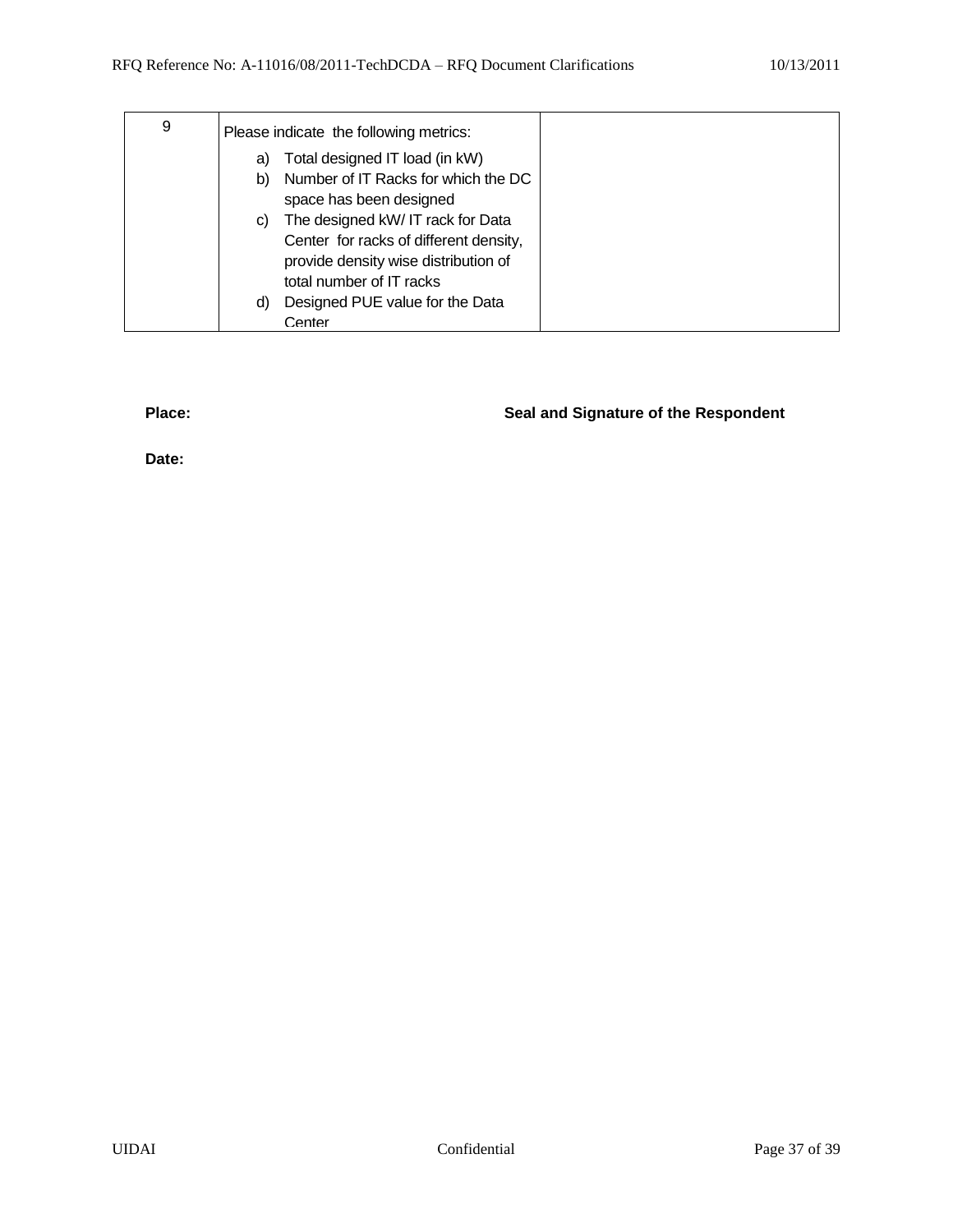| 9 | Please indicate the following metrics:<br>a) Total designed IT load (in kW)<br>b) Number of IT Racks for which the DC space has been designed<br>c) The designed kW/ IT rack for Data Center for racks of different density, provide density wise distribution of total number of IT racks<br>d) Designed PUE value for the Data Center | |
|---|---|---|

**Place:** **Seal and Signature of the Respondent**

**Date:**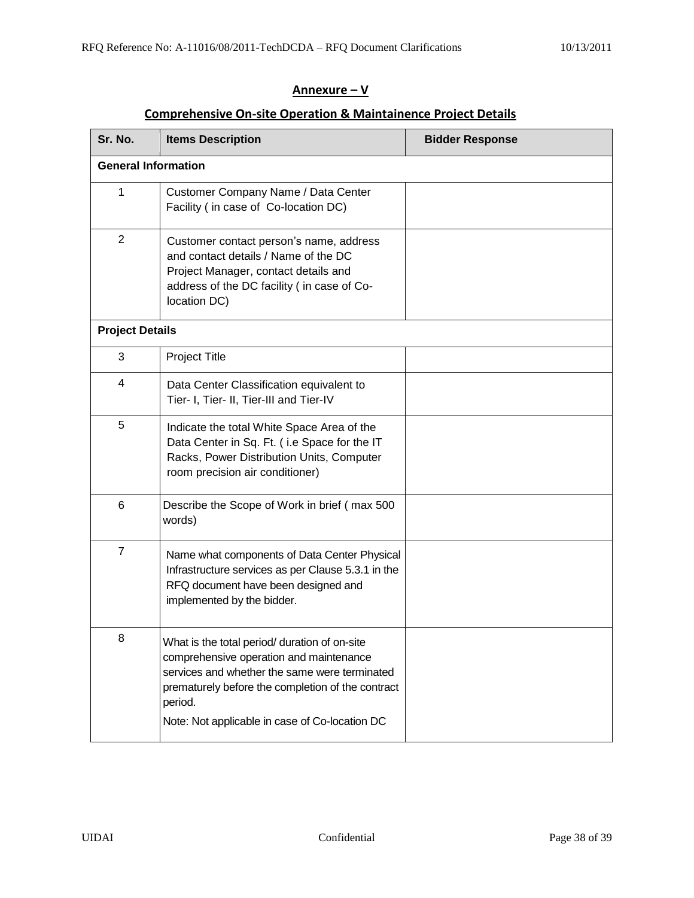## Annexure – V

### Comprehensive On-site Operation & Maintainence Project Details

| Sr. No. | Items Description | Bidder Response |
|---|---|---|
| **General Information** | | |
| 1 | Customer Company Name / Data Center Facility ( in case of Co-location DC) | |
| 2 | Customer contact person's name, address and contact details / Name of the DC Project Manager, contact details and address of the DC facility ( in case of Co-location DC) | |
| **Project Details** | | |
| 3 | Project Title | |
| 4 | Data Center Classification equivalent to Tier- I, Tier- II, Tier-III and Tier-IV | |
| 5 | Indicate the total White Space Area of the Data Center in Sq. Ft. ( i.e Space for the IT Racks, Power Distribution Units, Computer room precision air conditioner) | |
| 6 | Describe the Scope of Work in brief ( max 500 words) | |
| 7 | Name what components of Data Center Physical Infrastructure services as per Clause 5.3.1 in the RFQ document have been designed and implemented by the bidder. | |
| 8 | What is the total period/ duration of on-site comprehensive operation and maintenance services and whether the same were terminated prematurely before the completion of the contract period.<br><br>Note: Not applicable in case of Co-location DC | |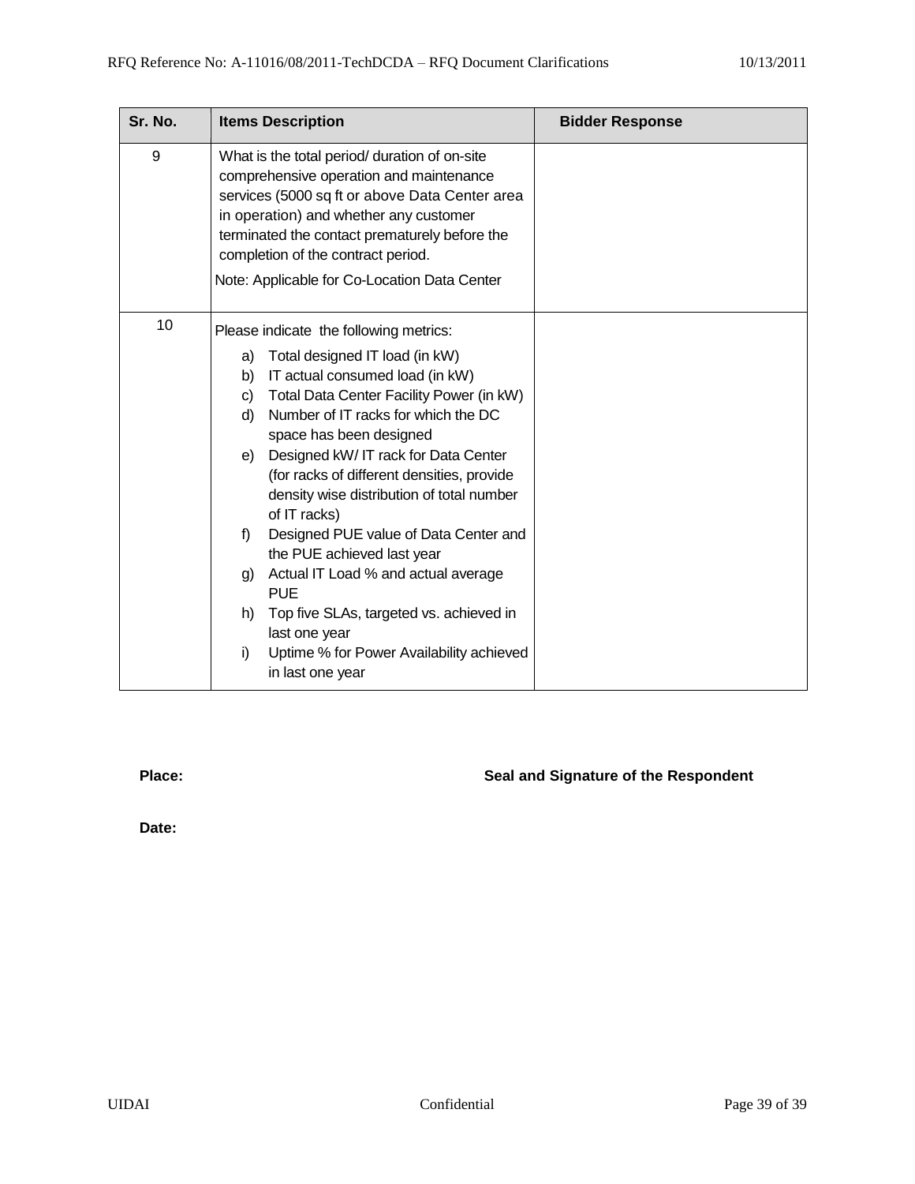| Sr. No. | Items Description | Bidder Response |
|---|---|---|
| 9 | What is the total period/ duration of on-site comprehensive operation and maintenance services (5000 sq ft or above Data Center area in operation) and whether any customer terminated the contact prematurely before the completion of the contract period.<br><br>Note: Applicable for Co-Location Data Center | |
| 10 | Please indicate the following metrics:<br><br>a) Total designed IT load (in kW)<br>b) IT actual consumed load (in kW)<br>c) Total Data Center Facility Power (in kW)<br>d) Number of IT racks for which the DC space has been designed<br>e) Designed kW/ IT rack for Data Center (for racks of different densities, provide density wise distribution of total number of IT racks)<br>f) Designed PUE value of Data Center and the PUE achieved last year<br>g) Actual IT Load % and actual average PUE<br>h) Top five SLAs, targeted vs. achieved in last one year<br>i) Uptime % for Power Availability achieved in last one year | |

**Place:** **Seal and Signature of the Respondent**

**Date:**